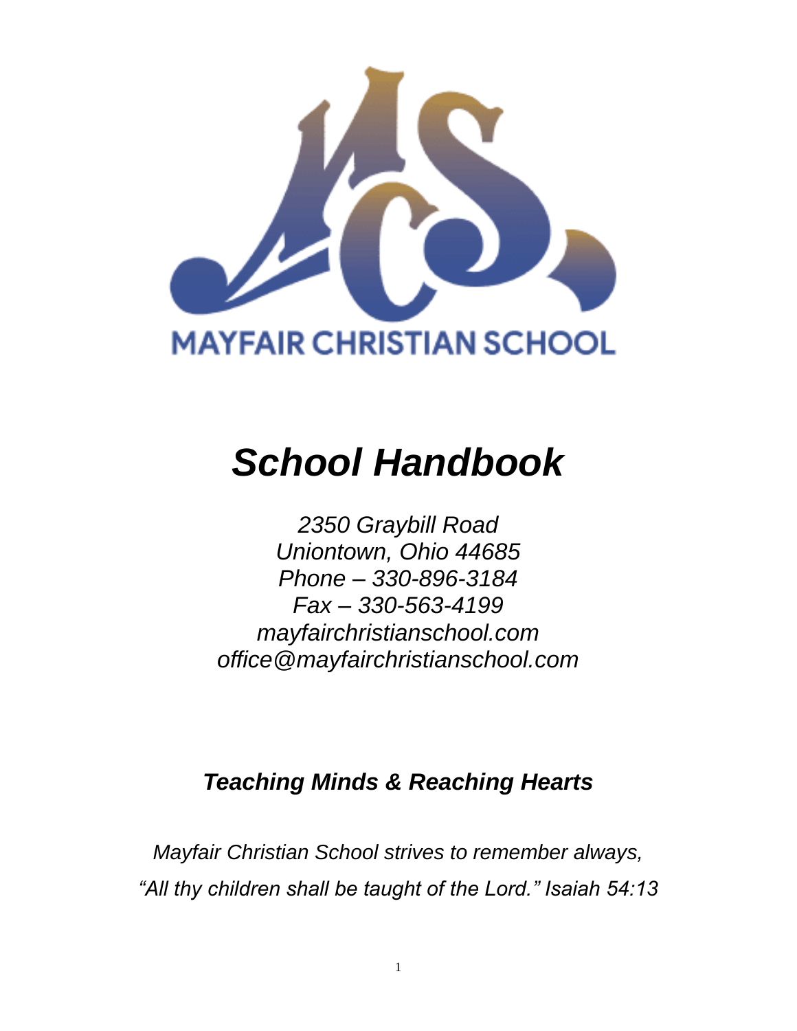MAYFAIR CHRISTIAN SCHOOL

# *School Handbook*

*2350 Graybill Road*
*Uniontown, Ohio 44685*
*Phone – 330-896-3184*
*Fax – 330-563-4199*
*mayfairchristianschool.com*
*office@mayfairchristianschool.com*

***Teaching Minds & Reaching Hearts***

*Mayfair Christian School strives to remember always,*
*"All thy children shall be taught of the Lord." Isaiah 54:13*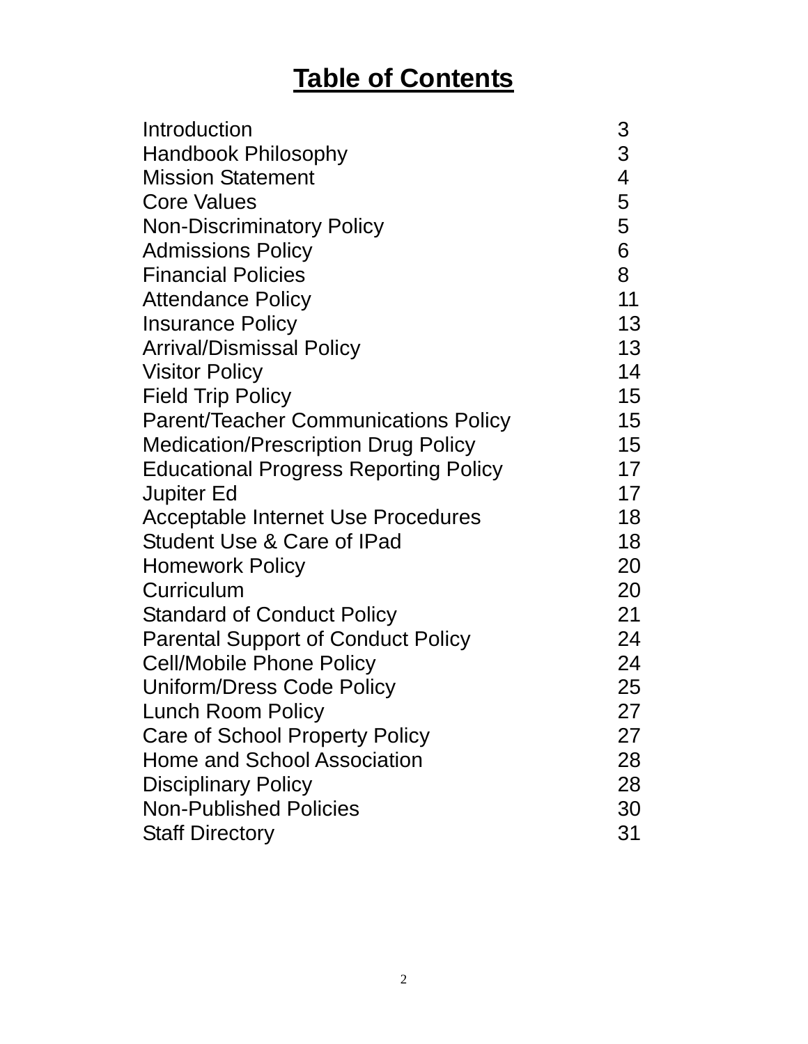# Table of Contents

| | |
|---|---|
| Introduction | 3 |
| Handbook Philosophy | 3 |
| Mission Statement | 4 |
| Core Values | 5 |
| Non-Discriminatory Policy | 5 |
| Admissions Policy | 6 |
| Financial Policies | 8 |
| Attendance Policy | 11 |
| Insurance Policy | 13 |
| Arrival/Dismissal Policy | 13 |
| Visitor Policy | 14 |
| Field Trip Policy | 15 |
| Parent/Teacher Communications Policy | 15 |
| Medication/Prescription Drug Policy | 15 |
| Educational Progress Reporting Policy | 17 |
| Jupiter Ed | 17 |
| Acceptable Internet Use Procedures | 18 |
| Student Use & Care of IPad | 18 |
| Homework Policy | 20 |
| Curriculum | 20 |
| Standard of Conduct Policy | 21 |
| Parental Support of Conduct Policy | 24 |
| Cell/Mobile Phone Policy | 24 |
| Uniform/Dress Code Policy | 25 |
| Lunch Room Policy | 27 |
| Care of School Property Policy | 27 |
| Home and School Association | 28 |
| Disciplinary Policy | 28 |
| Non-Published Policies | 30 |
| Staff Directory | 31 |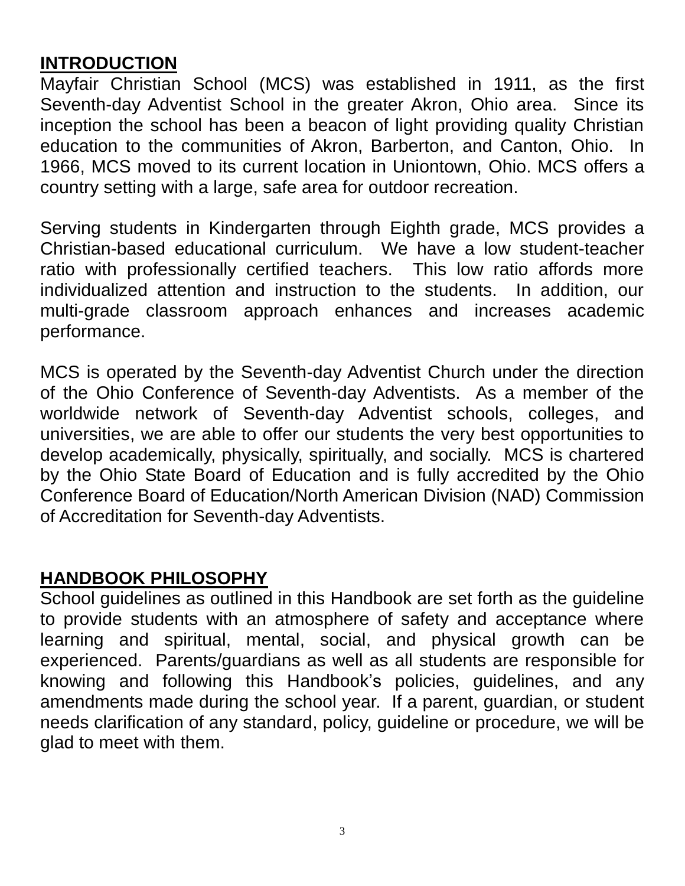## INTRODUCTION

Mayfair Christian School (MCS) was established in 1911, as the first Seventh-day Adventist School in the greater Akron, Ohio area. Since its inception the school has been a beacon of light providing quality Christian education to the communities of Akron, Barberton, and Canton, Ohio. In 1966, MCS moved to its current location in Uniontown, Ohio. MCS offers a country setting with a large, safe area for outdoor recreation.

Serving students in Kindergarten through Eighth grade, MCS provides a Christian-based educational curriculum. We have a low student-teacher ratio with professionally certified teachers. This low ratio affords more individualized attention and instruction to the students. In addition, our multi-grade classroom approach enhances and increases academic performance.

MCS is operated by the Seventh-day Adventist Church under the direction of the Ohio Conference of Seventh-day Adventists. As a member of the worldwide network of Seventh-day Adventist schools, colleges, and universities, we are able to offer our students the very best opportunities to develop academically, physically, spiritually, and socially. MCS is chartered by the Ohio State Board of Education and is fully accredited by the Ohio Conference Board of Education/North American Division (NAD) Commission of Accreditation for Seventh-day Adventists.

## HANDBOOK PHILOSOPHY

School guidelines as outlined in this Handbook are set forth as the guideline to provide students with an atmosphere of safety and acceptance where learning and spiritual, mental, social, and physical growth can be experienced. Parents/guardians as well as all students are responsible for knowing and following this Handbook's policies, guidelines, and any amendments made during the school year. If a parent, guardian, or student needs clarification of any standard, policy, guideline or procedure, we will be glad to meet with them.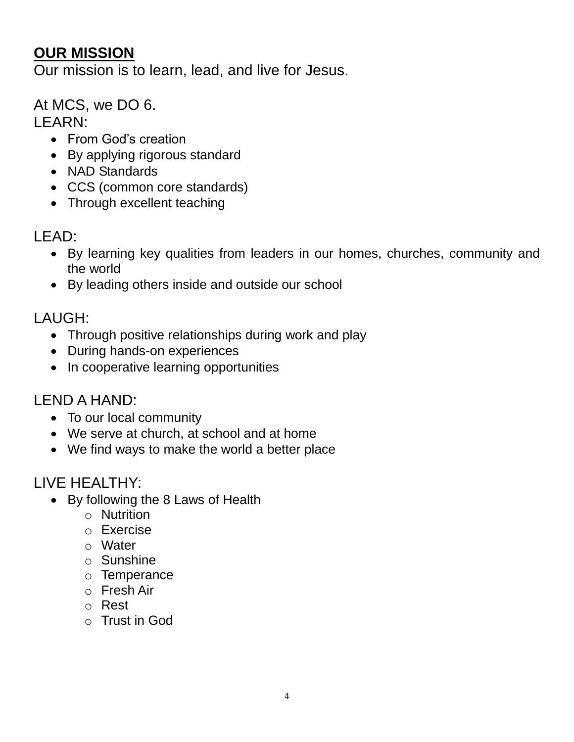## **OUR MISSION**

Our mission is to learn, lead, and live for Jesus.

At MCS, we DO 6.

LEARN:

- From God's creation
- By applying rigorous standard
- NAD Standards
- CCS (common core standards)
- Through excellent teaching

LEAD:

- By learning key qualities from leaders in our homes, churches, community and the world
- By leading others inside and outside our school

LAUGH:

- Through positive relationships during work and play
- During hands-on experiences
- In cooperative learning opportunities

LEND A HAND:

- To our local community
- We serve at church, at school and at home
- We find ways to make the world a better place

LIVE HEALTHY:

- By following the 8 Laws of Health
  - Nutrition
  - Exercise
  - Water
  - Sunshine
  - Temperance
  - Fresh Air
  - Rest
  - Trust in God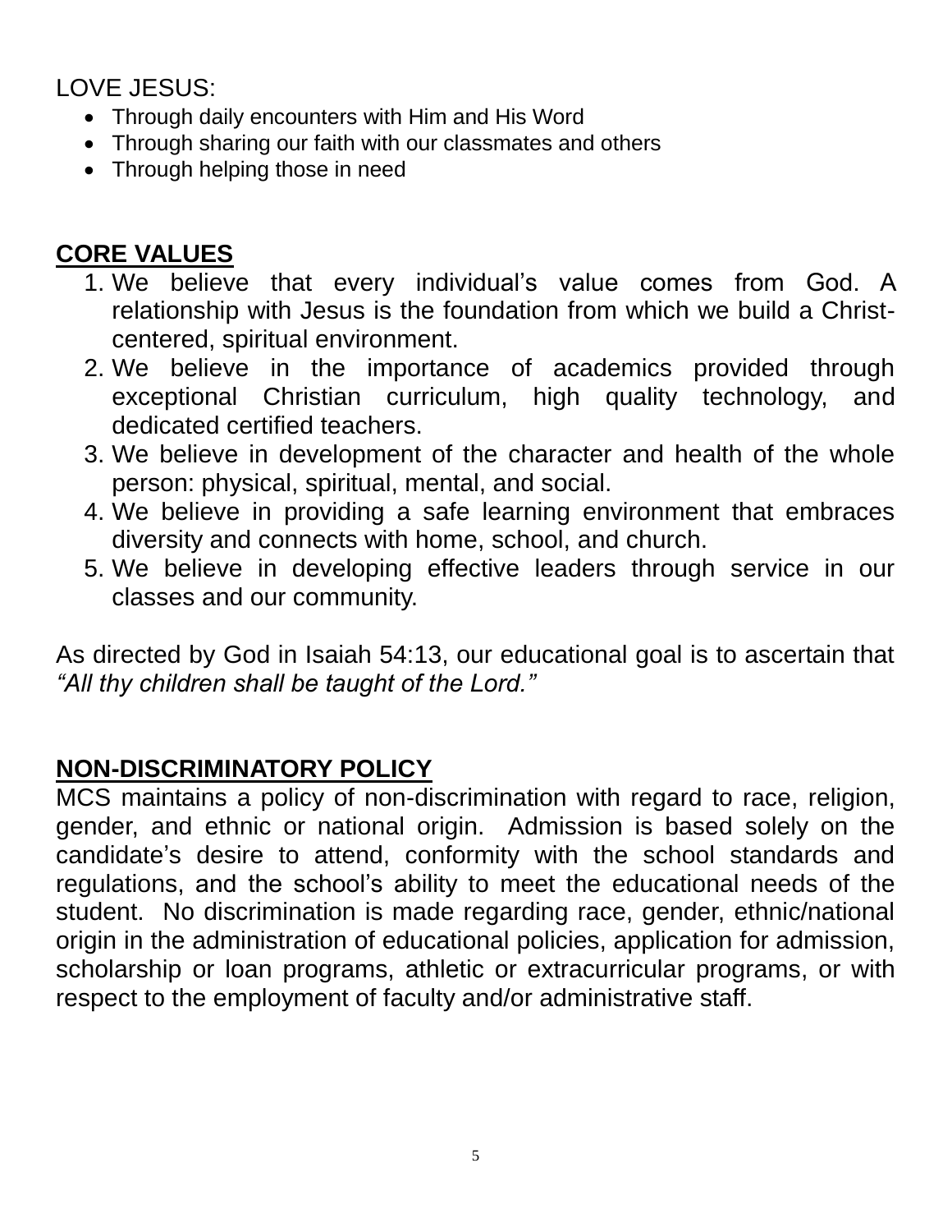LOVE JESUS:

- Through daily encounters with Him and His Word
- Through sharing our faith with our classmates and others
- Through helping those in need

## CORE VALUES

1. We believe that every individual's value comes from God. A relationship with Jesus is the foundation from which we build a Christ-centered, spiritual environment.
2. We believe in the importance of academics provided through exceptional Christian curriculum, high quality technology, and dedicated certified teachers.
3. We believe in development of the character and health of the whole person: physical, spiritual, mental, and social.
4. We believe in providing a safe learning environment that embraces diversity and connects with home, school, and church.
5. We believe in developing effective leaders through service in our classes and our community.

As directed by God in Isaiah 54:13, our educational goal is to ascertain that *"All thy children shall be taught of the Lord."*

## NON-DISCRIMINATORY POLICY

MCS maintains a policy of non-discrimination with regard to race, religion, gender, and ethnic or national origin. Admission is based solely on the candidate's desire to attend, conformity with the school standards and regulations, and the school's ability to meet the educational needs of the student. No discrimination is made regarding race, gender, ethnic/national origin in the administration of educational policies, application for admission, scholarship or loan programs, athletic or extracurricular programs, or with respect to the employment of faculty and/or administrative staff.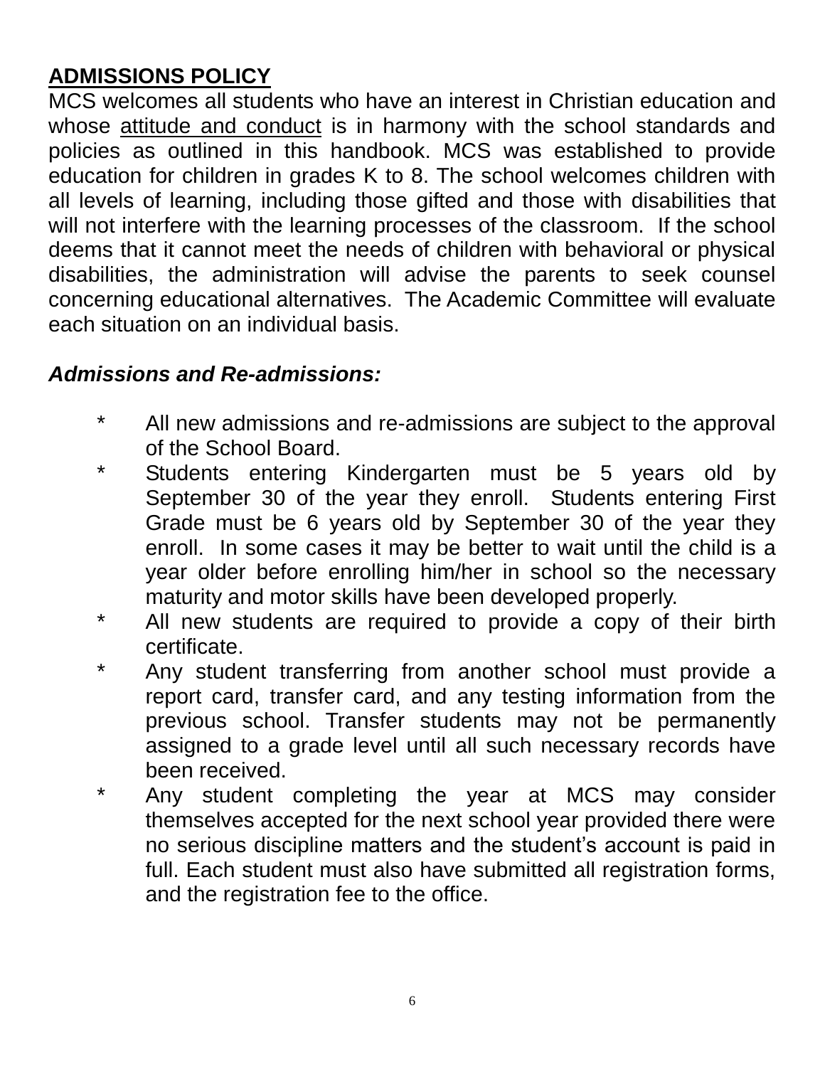## ADMISSIONS POLICY

MCS welcomes all students who have an interest in Christian education and whose attitude and conduct is in harmony with the school standards and policies as outlined in this handbook. MCS was established to provide education for children in grades K to 8. The school welcomes children with all levels of learning, including those gifted and those with disabilities that will not interfere with the learning processes of the classroom. If the school deems that it cannot meet the needs of children with behavioral or physical disabilities, the administration will advise the parents to seek counsel concerning educational alternatives. The Academic Committee will evaluate each situation on an individual basis.

***Admissions and Re-admissions:***

- All new admissions and re-admissions are subject to the approval of the School Board.
- Students entering Kindergarten must be 5 years old by September 30 of the year they enroll. Students entering First Grade must be 6 years old by September 30 of the year they enroll. In some cases it may be better to wait until the child is a year older before enrolling him/her in school so the necessary maturity and motor skills have been developed properly.
- All new students are required to provide a copy of their birth certificate.
- Any student transferring from another school must provide a report card, transfer card, and any testing information from the previous school. Transfer students may not be permanently assigned to a grade level until all such necessary records have been received.
- Any student completing the year at MCS may consider themselves accepted for the next school year provided there were no serious discipline matters and the student's account is paid in full. Each student must also have submitted all registration forms, and the registration fee to the office.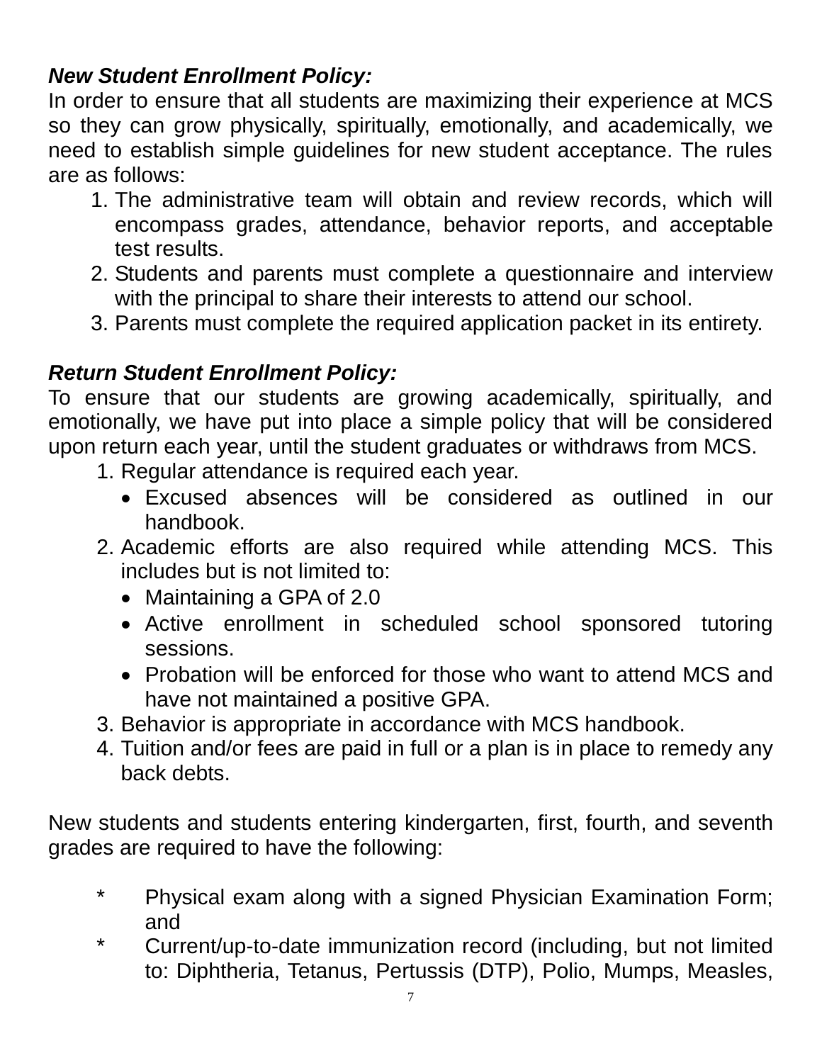***New Student Enrollment Policy:***

In order to ensure that all students are maximizing their experience at MCS so they can grow physically, spiritually, emotionally, and academically, we need to establish simple guidelines for new student acceptance. The rules are as follows:

1. The administrative team will obtain and review records, which will encompass grades, attendance, behavior reports, and acceptable test results.
2. Students and parents must complete a questionnaire and interview with the principal to share their interests to attend our school.
3. Parents must complete the required application packet in its entirety.

***Return Student Enrollment Policy:***

To ensure that our students are growing academically, spiritually, and emotionally, we have put into place a simple policy that will be considered upon return each year, until the student graduates or withdraws from MCS.

1. Regular attendance is required each year.
   - Excused absences will be considered as outlined in our handbook.
2. Academic efforts are also required while attending MCS. This includes but is not limited to:
   - Maintaining a GPA of 2.0
   - Active enrollment in scheduled school sponsored tutoring sessions.
   - Probation will be enforced for those who want to attend MCS and have not maintained a positive GPA.
3. Behavior is appropriate in accordance with MCS handbook.
4. Tuition and/or fees are paid in full or a plan is in place to remedy any back debts.

New students and students entering kindergarten, first, fourth, and seventh grades are required to have the following:

- Physical exam along with a signed Physician Examination Form; and
- Current/up-to-date immunization record (including, but not limited to: Diphtheria, Tetanus, Pertussis (DTP), Polio, Mumps, Measles,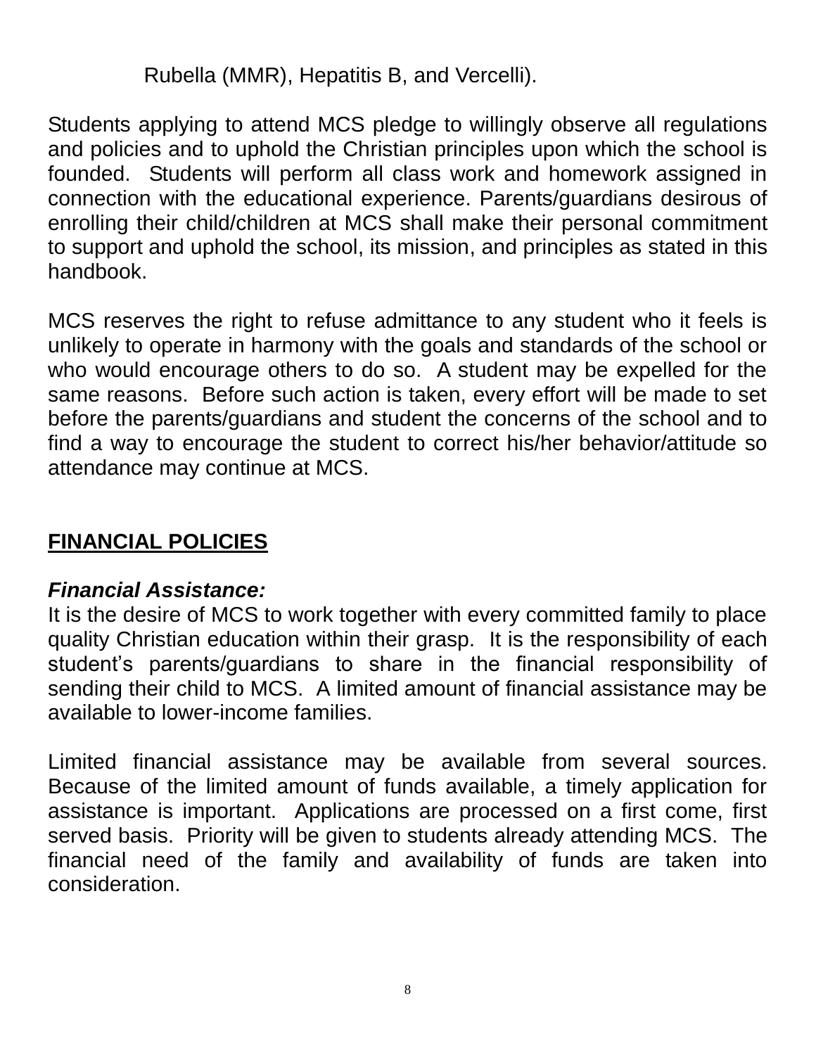Rubella (MMR), Hepatitis B, and Vercelli).

Students applying to attend MCS pledge to willingly observe all regulations and policies and to uphold the Christian principles upon which the school is founded. Students will perform all class work and homework assigned in connection with the educational experience. Parents/guardians desirous of enrolling their child/children at MCS shall make their personal commitment to support and uphold the school, its mission, and principles as stated in this handbook.

MCS reserves the right to refuse admittance to any student who it feels is unlikely to operate in harmony with the goals and standards of the school or who would encourage others to do so. A student may be expelled for the same reasons. Before such action is taken, every effort will be made to set before the parents/guardians and student the concerns of the school and to find a way to encourage the student to correct his/her behavior/attitude so attendance may continue at MCS.

## FINANCIAL POLICIES

***Financial Assistance:***

It is the desire of MCS to work together with every committed family to place quality Christian education within their grasp. It is the responsibility of each student's parents/guardians to share in the financial responsibility of sending their child to MCS. A limited amount of financial assistance may be available to lower-income families.

Limited financial assistance may be available from several sources. Because of the limited amount of funds available, a timely application for assistance is important. Applications are processed on a first come, first served basis. Priority will be given to students already attending MCS. The financial need of the family and availability of funds are taken into consideration.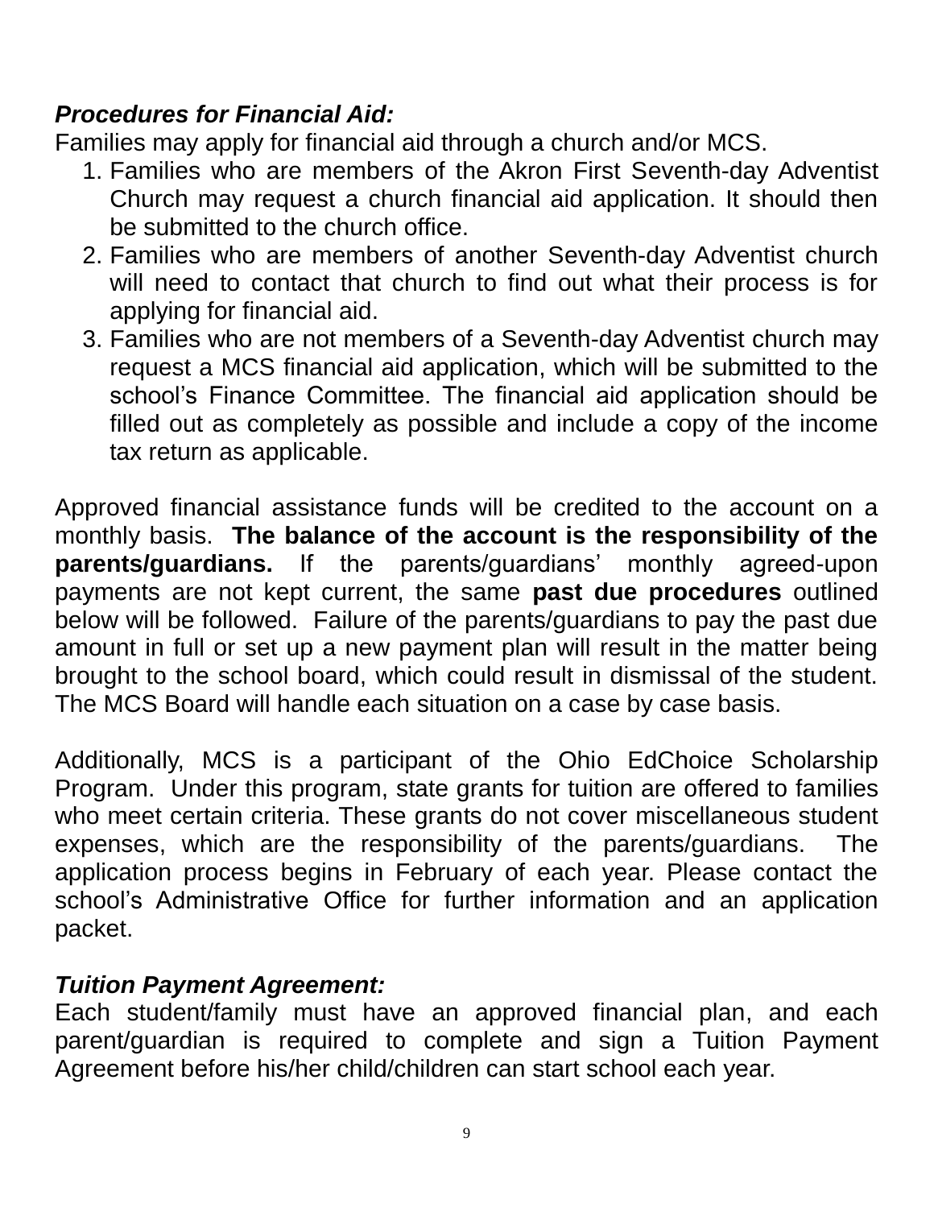***Procedures for Financial Aid:***

Families may apply for financial aid through a church and/or MCS.

1. Families who are members of the Akron First Seventh-day Adventist Church may request a church financial aid application. It should then be submitted to the church office.
2. Families who are members of another Seventh-day Adventist church will need to contact that church to find out what their process is for applying for financial aid.
3. Families who are not members of a Seventh-day Adventist church may request a MCS financial aid application, which will be submitted to the school's Finance Committee. The financial aid application should be filled out as completely as possible and include a copy of the income tax return as applicable.

Approved financial assistance funds will be credited to the account on a monthly basis. **The balance of the account is the responsibility of the parents/guardians.** If the parents/guardians' monthly agreed-upon payments are not kept current, the same **past due procedures** outlined below will be followed. Failure of the parents/guardians to pay the past due amount in full or set up a new payment plan will result in the matter being brought to the school board, which could result in dismissal of the student. The MCS Board will handle each situation on a case by case basis.

Additionally, MCS is a participant of the Ohio EdChoice Scholarship Program. Under this program, state grants for tuition are offered to families who meet certain criteria. These grants do not cover miscellaneous student expenses, which are the responsibility of the parents/guardians. The application process begins in February of each year. Please contact the school's Administrative Office for further information and an application packet.

***Tuition Payment Agreement:***

Each student/family must have an approved financial plan, and each parent/guardian is required to complete and sign a Tuition Payment Agreement before his/her child/children can start school each year.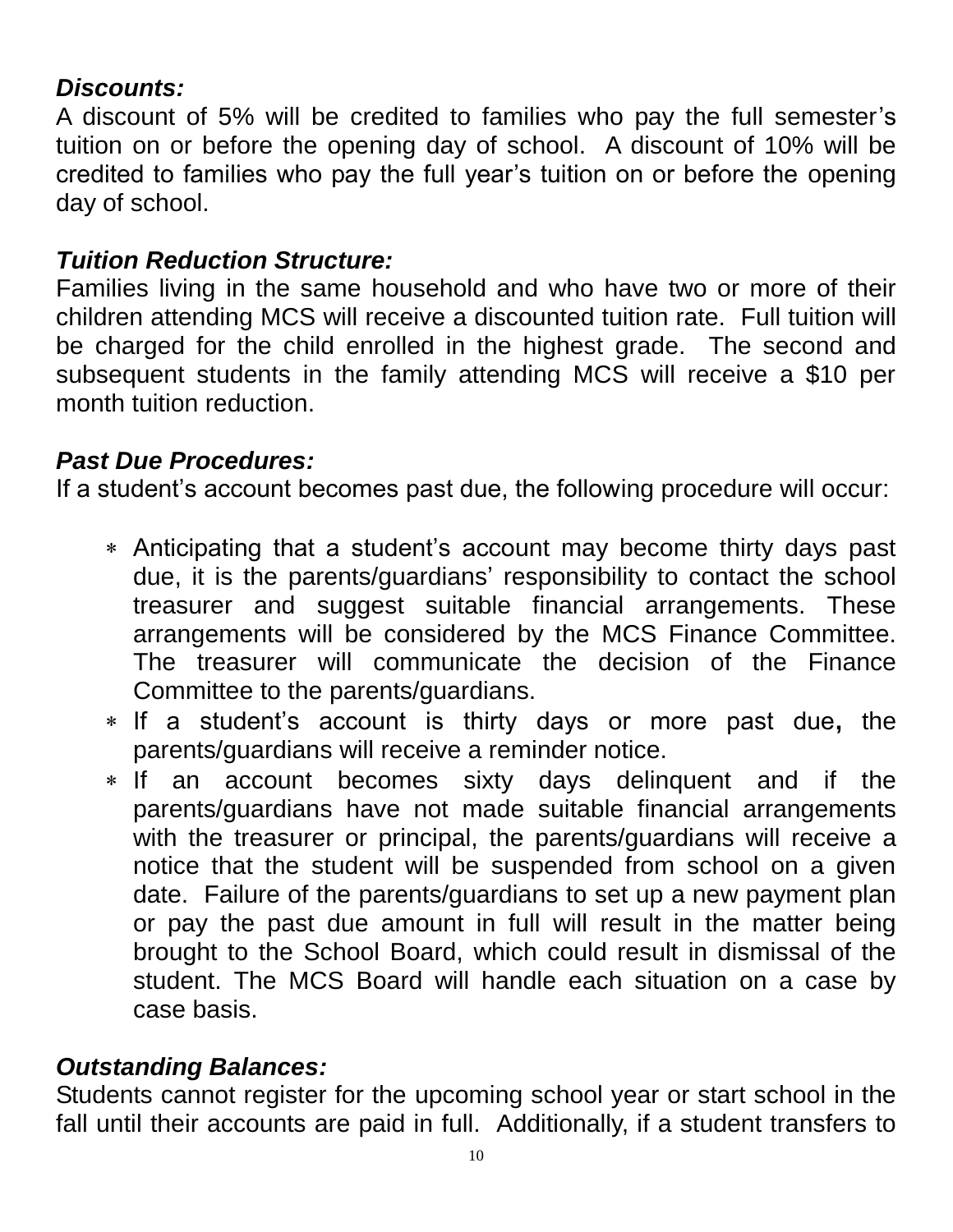***Discounts:***

A discount of 5% will be credited to families who pay the full semester's tuition on or before the opening day of school. A discount of 10% will be credited to families who pay the full year's tuition on or before the opening day of school.

***Tuition Reduction Structure:***

Families living in the same household and who have two or more of their children attending MCS will receive a discounted tuition rate. Full tuition will be charged for the child enrolled in the highest grade. The second and subsequent students in the family attending MCS will receive a $10 per month tuition reduction.

***Past Due Procedures:***

If a student's account becomes past due, the following procedure will occur:

- Anticipating that a student's account may become thirty days past due, it is the parents/guardians' responsibility to contact the school treasurer and suggest suitable financial arrangements. These arrangements will be considered by the MCS Finance Committee. The treasurer will communicate the decision of the Finance Committee to the parents/guardians.
- If a student's account is thirty days or more past due**,** the parents/guardians will receive a reminder notice.
- If an account becomes sixty days delinquent and if the parents/guardians have not made suitable financial arrangements with the treasurer or principal, the parents/guardians will receive a notice that the student will be suspended from school on a given date. Failure of the parents/guardians to set up a new payment plan or pay the past due amount in full will result in the matter being brought to the School Board, which could result in dismissal of the student. The MCS Board will handle each situation on a case by case basis.

***Outstanding Balances:***

Students cannot register for the upcoming school year or start school in the fall until their accounts are paid in full. Additionally, if a student transfers to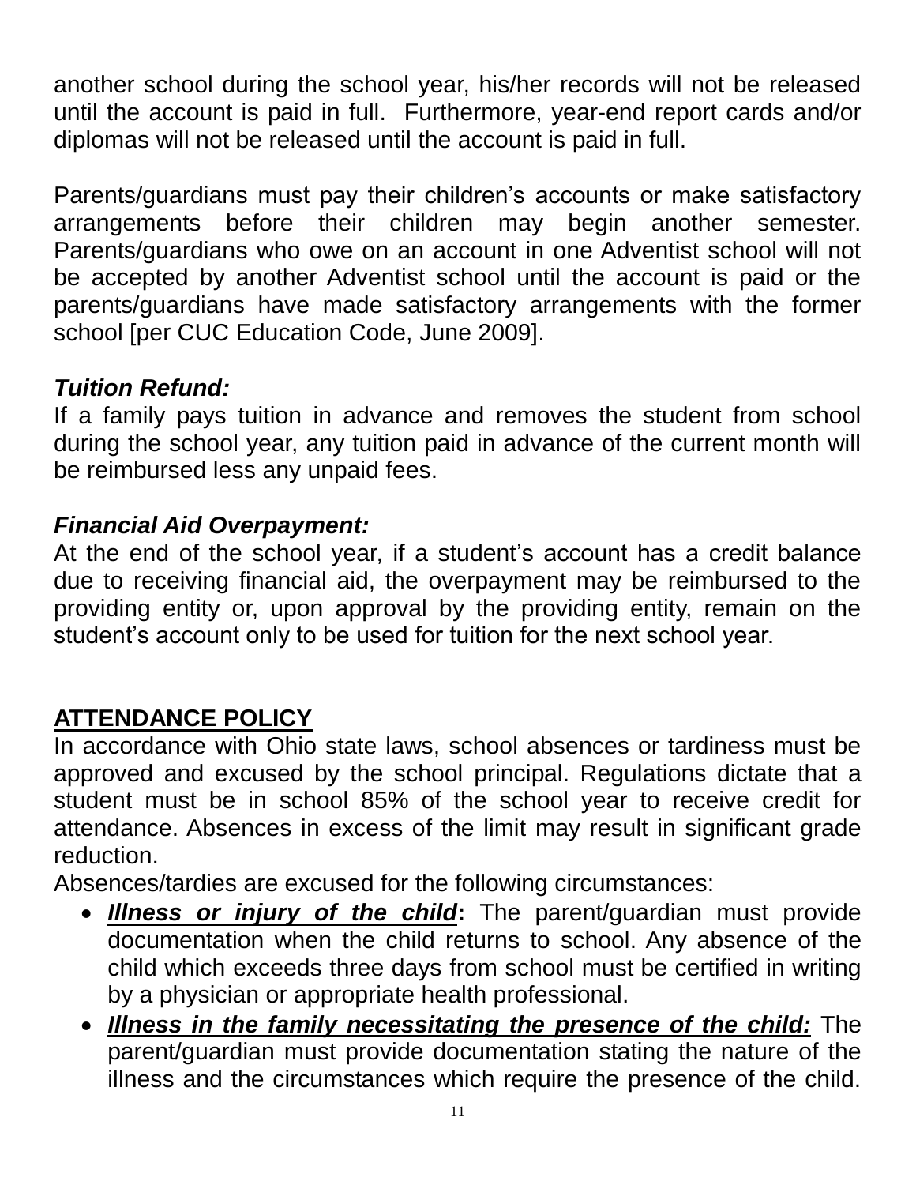another school during the school year, his/her records will not be released until the account is paid in full. Furthermore, year-end report cards and/or diplomas will not be released until the account is paid in full.

Parents/guardians must pay their children's accounts or make satisfactory arrangements before their children may begin another semester. Parents/guardians who owe on an account in one Adventist school will not be accepted by another Adventist school until the account is paid or the parents/guardians have made satisfactory arrangements with the former school [per CUC Education Code, June 2009].

***Tuition Refund:***

If a family pays tuition in advance and removes the student from school during the school year, any tuition paid in advance of the current month will be reimbursed less any unpaid fees.

***Financial Aid Overpayment:***

At the end of the school year, if a student's account has a credit balance due to receiving financial aid, the overpayment may be reimbursed to the providing entity or, upon approval by the providing entity, remain on the student's account only to be used for tuition for the next school year.

## ATTENDANCE POLICY

In accordance with Ohio state laws, school absences or tardiness must be approved and excused by the school principal. Regulations dictate that a student must be in school 85% of the school year to receive credit for attendance. Absences in excess of the limit may result in significant grade reduction.

Absences/tardies are excused for the following circumstances:

- ***Illness or injury of the child*:** The parent/guardian must provide documentation when the child returns to school. Any absence of the child which exceeds three days from school must be certified in writing by a physician or appropriate health professional.
- ***Illness in the family necessitating the presence of the child:*** The parent/guardian must provide documentation stating the nature of the illness and the circumstances which require the presence of the child.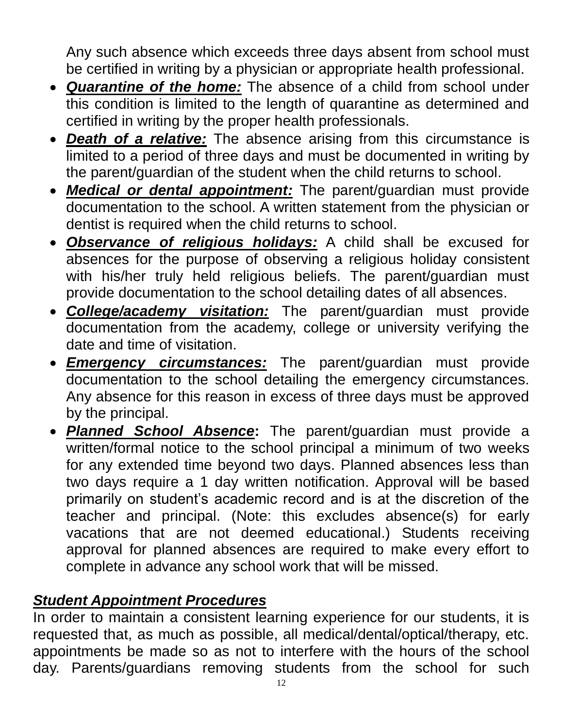Any such absence which exceeds three days absent from school must be certified in writing by a physician or appropriate health professional.

- ***Quarantine of the home:*** The absence of a child from school under this condition is limited to the length of quarantine as determined and certified in writing by the proper health professionals.
- ***Death of a relative:*** The absence arising from this circumstance is limited to a period of three days and must be documented in writing by the parent/guardian of the student when the child returns to school.
- ***Medical or dental appointment:*** The parent/guardian must provide documentation to the school. A written statement from the physician or dentist is required when the child returns to school.
- ***Observance of religious holidays:*** A child shall be excused for absences for the purpose of observing a religious holiday consistent with his/her truly held religious beliefs. The parent/guardian must provide documentation to the school detailing dates of all absences.
- ***College/academy visitation:*** The parent/guardian must provide documentation from the academy, college or university verifying the date and time of visitation.
- ***Emergency circumstances:*** The parent/guardian must provide documentation to the school detailing the emergency circumstances. Any absence for this reason in excess of three days must be approved by the principal.
- ***Planned School Absence*:** The parent/guardian must provide a written/formal notice to the school principal a minimum of two weeks for any extended time beyond two days. Planned absences less than two days require a 1 day written notification. Approval will be based primarily on student's academic record and is at the discretion of the teacher and principal. (Note: this excludes absence(s) for early vacations that are not deemed educational.) Students receiving approval for planned absences are required to make every effort to complete in advance any school work that will be missed.

### ***Student Appointment Procedures***

In order to maintain a consistent learning experience for our students, it is requested that, as much as possible, all medical/dental/optical/therapy, etc. appointments be made so as not to interfere with the hours of the school day. Parents/guardians removing students from the school for such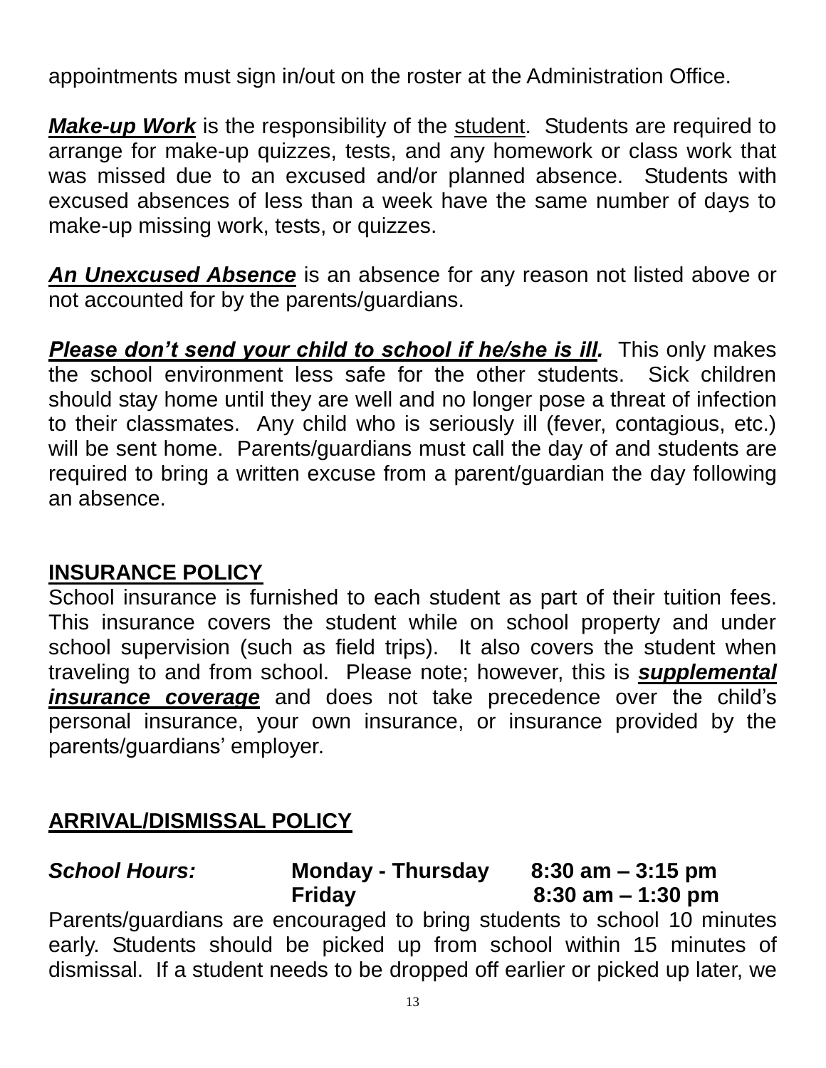appointments must sign in/out on the roster at the Administration Office.

***Make-up Work*** is the responsibility of the student. Students are required to arrange for make-up quizzes, tests, and any homework or class work that was missed due to an excused and/or planned absence. Students with excused absences of less than a week have the same number of days to make-up missing work, tests, or quizzes.

***An Unexcused Absence*** is an absence for any reason not listed above or not accounted for by the parents/guardians.

***Please don't send your child to school if he/she is ill.*** This only makes the school environment less safe for the other students. Sick children should stay home until they are well and no longer pose a threat of infection to their classmates. Any child who is seriously ill (fever, contagious, etc.) will be sent home. Parents/guardians must call the day of and students are required to bring a written excuse from a parent/guardian the day following an absence.

## INSURANCE POLICY

School insurance is furnished to each student as part of their tuition fees. This insurance covers the student while on school property and under school supervision (such as field trips). It also covers the student when traveling to and from school. Please note; however, this is ***supplemental insurance coverage*** and does not take precedence over the child's personal insurance, your own insurance, or insurance provided by the parents/guardians' employer.

## ARRIVAL/DISMISSAL POLICY

| ***School Hours:*** | **Monday - Thursday** | **8:30 am – 3:15 pm** |
|---|---|---|
| | **Friday** | **8:30 am – 1:30 pm** |

Parents/guardians are encouraged to bring students to school 10 minutes early. Students should be picked up from school within 15 minutes of dismissal. If a student needs to be dropped off earlier or picked up later, we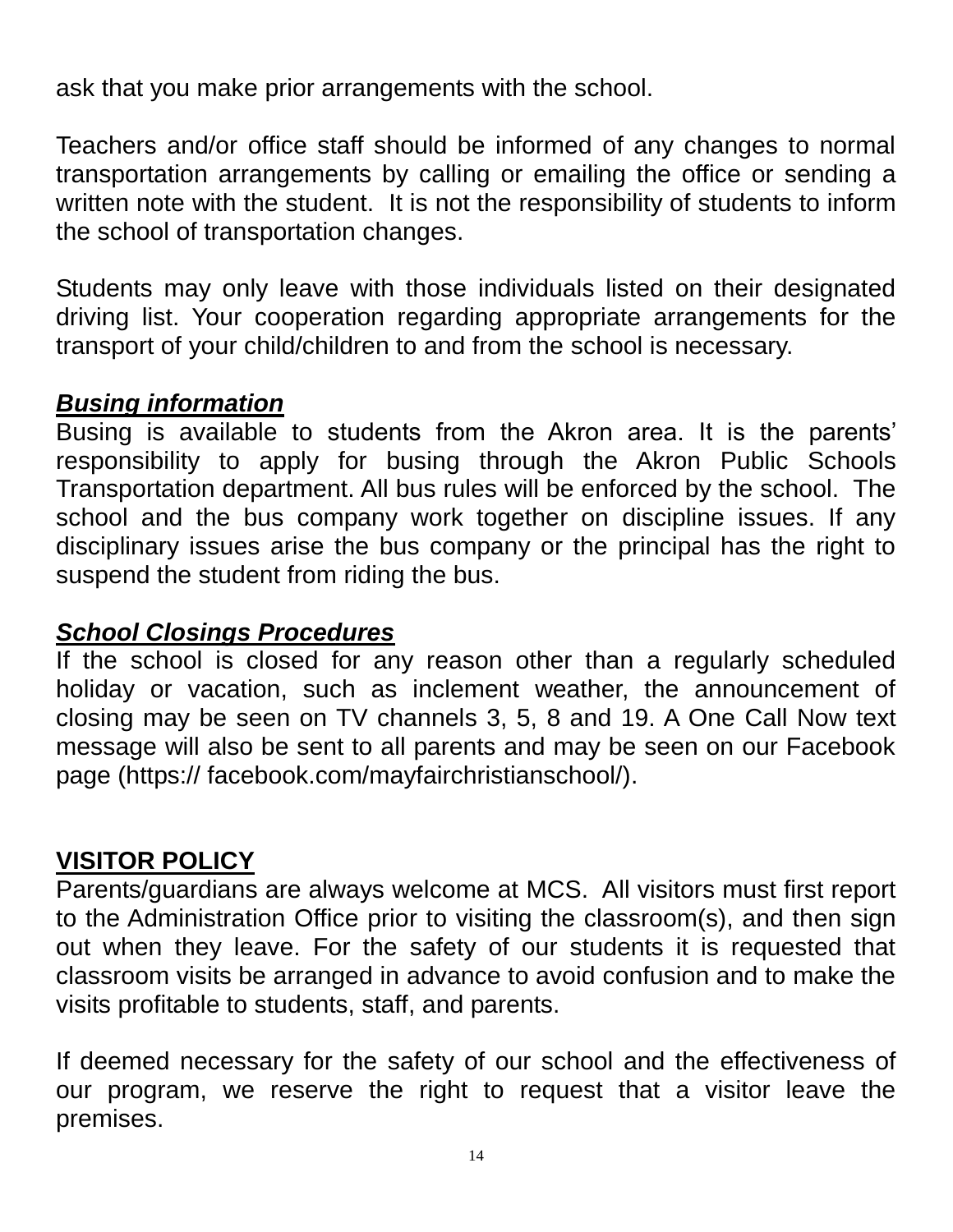ask that you make prior arrangements with the school.

Teachers and/or office staff should be informed of any changes to normal transportation arrangements by calling or emailing the office or sending a written note with the student. It is not the responsibility of students to inform the school of transportation changes.

Students may only leave with those individuals listed on their designated driving list. Your cooperation regarding appropriate arrangements for the transport of your child/children to and from the school is necessary.

***Busing information***

Busing is available to students from the Akron area. It is the parents' responsibility to apply for busing through the Akron Public Schools Transportation department. All bus rules will be enforced by the school. The school and the bus company work together on discipline issues. If any disciplinary issues arise the bus company or the principal has the right to suspend the student from riding the bus.

***School Closings Procedures***

If the school is closed for any reason other than a regularly scheduled holiday or vacation, such as inclement weather, the announcement of closing may be seen on TV channels 3, 5, 8 and 19. A One Call Now text message will also be sent to all parents and may be seen on our Facebook page (https:// facebook.com/mayfairchristianschool/).

## VISITOR POLICY

Parents/guardians are always welcome at MCS. All visitors must first report to the Administration Office prior to visiting the classroom(s), and then sign out when they leave. For the safety of our students it is requested that classroom visits be arranged in advance to avoid confusion and to make the visits profitable to students, staff, and parents.

If deemed necessary for the safety of our school and the effectiveness of our program, we reserve the right to request that a visitor leave the premises.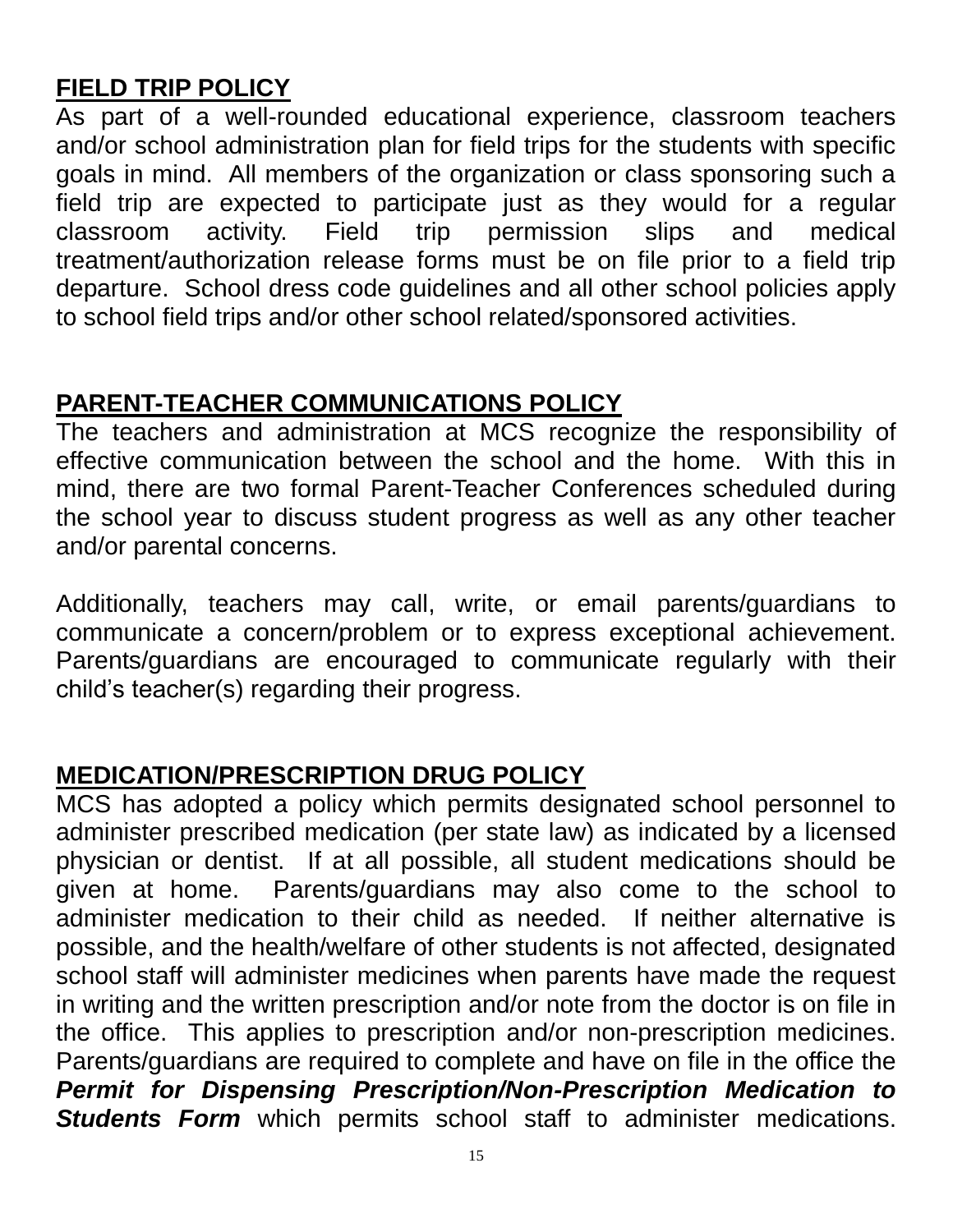## FIELD TRIP POLICY

As part of a well-rounded educational experience, classroom teachers and/or school administration plan for field trips for the students with specific goals in mind. All members of the organization or class sponsoring such a field trip are expected to participate just as they would for a regular classroom activity. Field trip permission slips and medical treatment/authorization release forms must be on file prior to a field trip departure. School dress code guidelines and all other school policies apply to school field trips and/or other school related/sponsored activities.

## PARENT-TEACHER COMMUNICATIONS POLICY

The teachers and administration at MCS recognize the responsibility of effective communication between the school and the home. With this in mind, there are two formal Parent-Teacher Conferences scheduled during the school year to discuss student progress as well as any other teacher and/or parental concerns.

Additionally, teachers may call, write, or email parents/guardians to communicate a concern/problem or to express exceptional achievement. Parents/guardians are encouraged to communicate regularly with their child's teacher(s) regarding their progress.

## MEDICATION/PRESCRIPTION DRUG POLICY

MCS has adopted a policy which permits designated school personnel to administer prescribed medication (per state law) as indicated by a licensed physician or dentist. If at all possible, all student medications should be given at home. Parents/guardians may also come to the school to administer medication to their child as needed. If neither alternative is possible, and the health/welfare of other students is not affected, designated school staff will administer medicines when parents have made the request in writing and the written prescription and/or note from the doctor is on file in the office. This applies to prescription and/or non-prescription medicines. Parents/guardians are required to complete and have on file in the office the ***Permit for Dispensing Prescription/Non-Prescription Medication to Students Form*** which permits school staff to administer medications.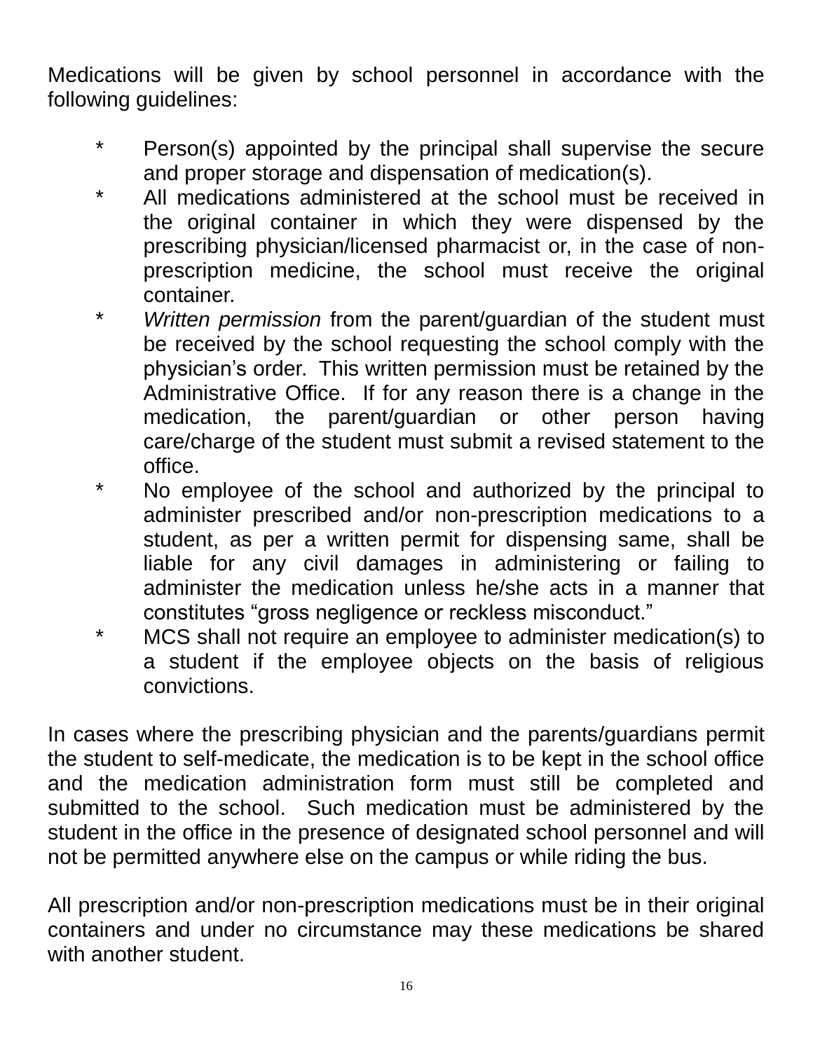Medications will be given by school personnel in accordance with the following guidelines:

- Person(s) appointed by the principal shall supervise the secure and proper storage and dispensation of medication(s).
- All medications administered at the school must be received in the original container in which they were dispensed by the prescribing physician/licensed pharmacist or, in the case of non-prescription medicine, the school must receive the original container.
- *Written permission* from the parent/guardian of the student must be received by the school requesting the school comply with the physician's order. This written permission must be retained by the Administrative Office. If for any reason there is a change in the medication, the parent/guardian or other person having care/charge of the student must submit a revised statement to the office.
- No employee of the school and authorized by the principal to administer prescribed and/or non-prescription medications to a student, as per a written permit for dispensing same, shall be liable for any civil damages in administering or failing to administer the medication unless he/she acts in a manner that constitutes "gross negligence or reckless misconduct."
- MCS shall not require an employee to administer medication(s) to a student if the employee objects on the basis of religious convictions.

In cases where the prescribing physician and the parents/guardians permit the student to self-medicate, the medication is to be kept in the school office and the medication administration form must still be completed and submitted to the school. Such medication must be administered by the student in the office in the presence of designated school personnel and will not be permitted anywhere else on the campus or while riding the bus.

All prescription and/or non-prescription medications must be in their original containers and under no circumstance may these medications be shared with another student.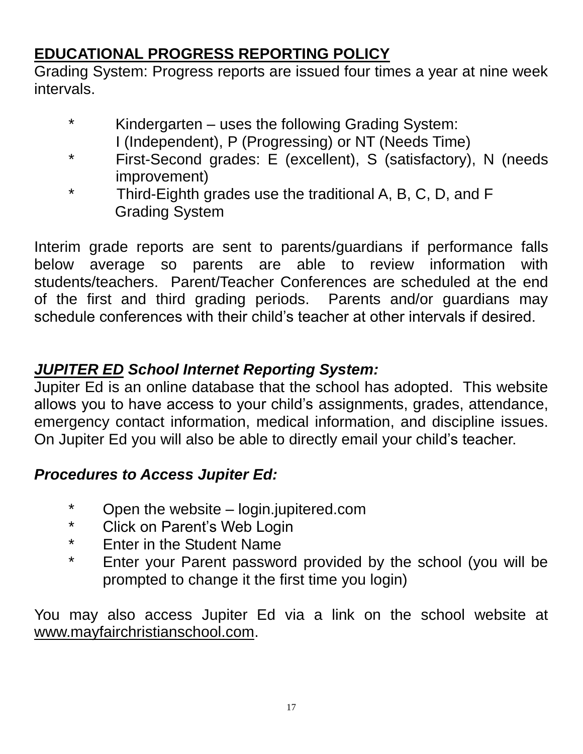## EDUCATIONAL PROGRESS REPORTING POLICY

Grading System: Progress reports are issued four times a year at nine week intervals.

- Kindergarten – uses the following Grading System:
  I (Independent), P (Progressing) or NT (Needs Time)
- First-Second grades: E (excellent), S (satisfactory), N (needs improvement)
- Third-Eighth grades use the traditional A, B, C, D, and F
  Grading System

Interim grade reports are sent to parents/guardians if performance falls below average so parents are able to review information with students/teachers. Parent/Teacher Conferences are scheduled at the end of the first and third grading periods. Parents and/or guardians may schedule conferences with their child's teacher at other intervals if desired.

### ***JUPITER ED*** *School Internet Reporting System:*

Jupiter Ed is an online database that the school has adopted. This website allows you to have access to your child's assignments, grades, attendance, emergency contact information, medical information, and discipline issues. On Jupiter Ed you will also be able to directly email your child's teacher.

### *Procedures to Access Jupiter Ed:*

- Open the website – login.jupitered.com
- Click on Parent's Web Login
- Enter in the Student Name
- Enter your Parent password provided by the school (you will be prompted to change it the first time you login)

You may also access Jupiter Ed via a link on the school website at www.mayfairchristianschool.com.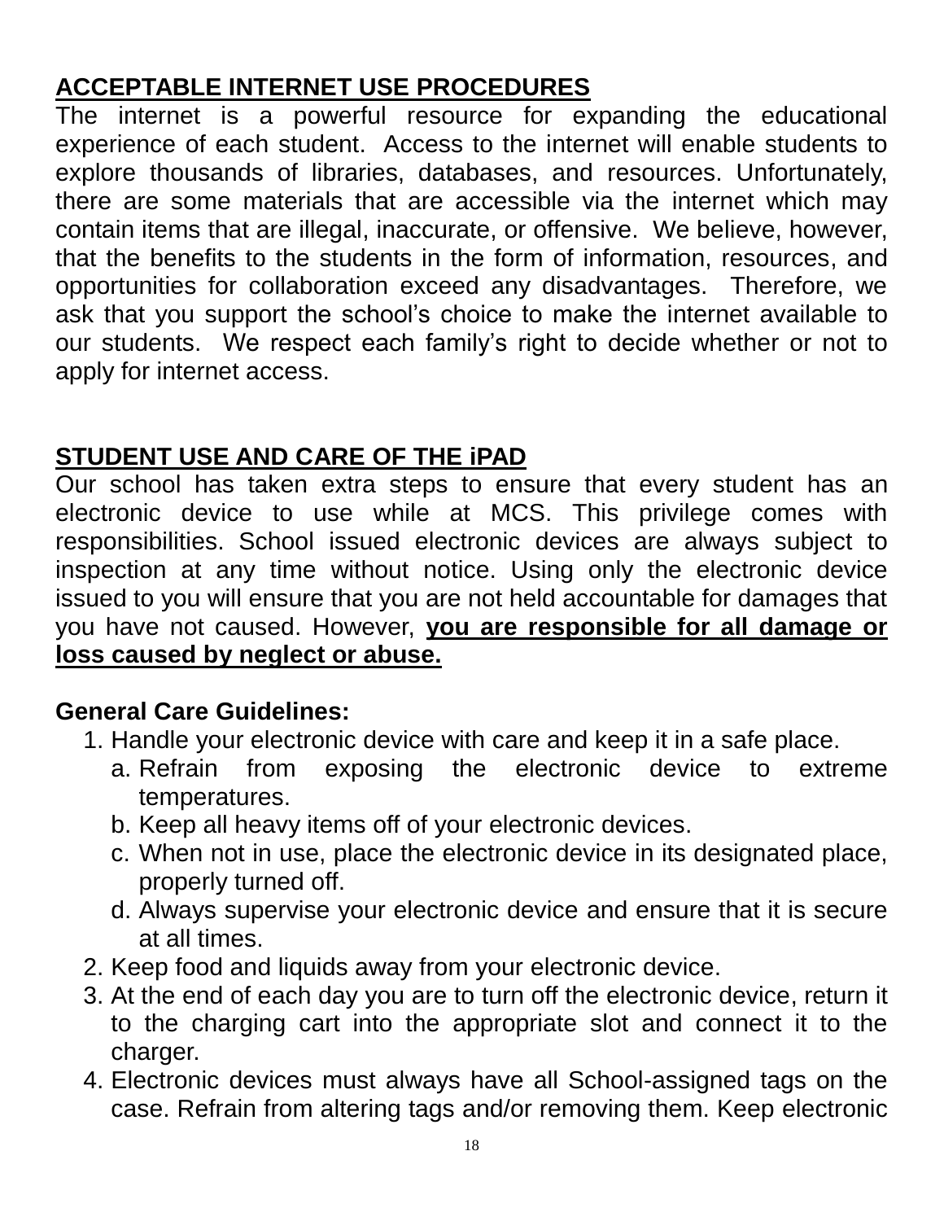## ACCEPTABLE INTERNET USE PROCEDURES

The internet is a powerful resource for expanding the educational experience of each student. Access to the internet will enable students to explore thousands of libraries, databases, and resources. Unfortunately, there are some materials that are accessible via the internet which may contain items that are illegal, inaccurate, or offensive. We believe, however, that the benefits to the students in the form of information, resources, and opportunities for collaboration exceed any disadvantages. Therefore, we ask that you support the school's choice to make the internet available to our students. We respect each family's right to decide whether or not to apply for internet access.

## STUDENT USE AND CARE OF THE iPAD

Our school has taken extra steps to ensure that every student has an electronic device to use while at MCS. This privilege comes with responsibilities. School issued electronic devices are always subject to inspection at any time without notice. Using only the electronic device issued to you will ensure that you are not held accountable for damages that you have not caused. However, **<u>you are responsible for all damage or loss caused by neglect or abuse.</u>**

**General Care Guidelines:**

1. Handle your electronic device with care and keep it in a safe place.
   a. Refrain from exposing the electronic device to extreme temperatures.
   b. Keep all heavy items off of your electronic devices.
   c. When not in use, place the electronic device in its designated place, properly turned off.
   d. Always supervise your electronic device and ensure that it is secure at all times.
2. Keep food and liquids away from your electronic device.
3. At the end of each day you are to turn off the electronic device, return it to the charging cart into the appropriate slot and connect it to the charger.
4. Electronic devices must always have all School-assigned tags on the case. Refrain from altering tags and/or removing them. Keep electronic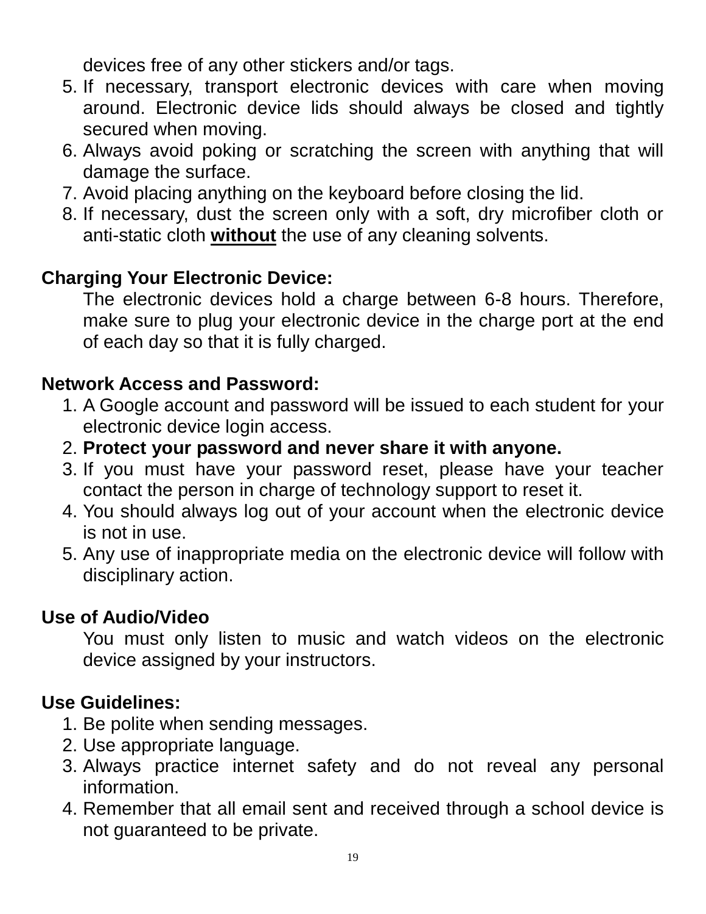devices free of any other stickers and/or tags.

5. If necessary, transport electronic devices with care when moving around. Electronic device lids should always be closed and tightly secured when moving.
6. Always avoid poking or scratching the screen with anything that will damage the surface.
7. Avoid placing anything on the keyboard before closing the lid.
8. If necessary, dust the screen only with a soft, dry microfiber cloth or anti-static cloth **without** the use of any cleaning solvents.

**Charging Your Electronic Device:**

The electronic devices hold a charge between 6-8 hours. Therefore, make sure to plug your electronic device in the charge port at the end of each day so that it is fully charged.

**Network Access and Password:**

1. A Google account and password will be issued to each student for your electronic device login access.
2. **Protect your password and never share it with anyone.**
3. If you must have your password reset, please have your teacher contact the person in charge of technology support to reset it.
4. You should always log out of your account when the electronic device is not in use.
5. Any use of inappropriate media on the electronic device will follow with disciplinary action.

**Use of Audio/Video**

You must only listen to music and watch videos on the electronic device assigned by your instructors.

**Use Guidelines:**

1. Be polite when sending messages.
2. Use appropriate language.
3. Always practice internet safety and do not reveal any personal information.
4. Remember that all email sent and received through a school device is not guaranteed to be private.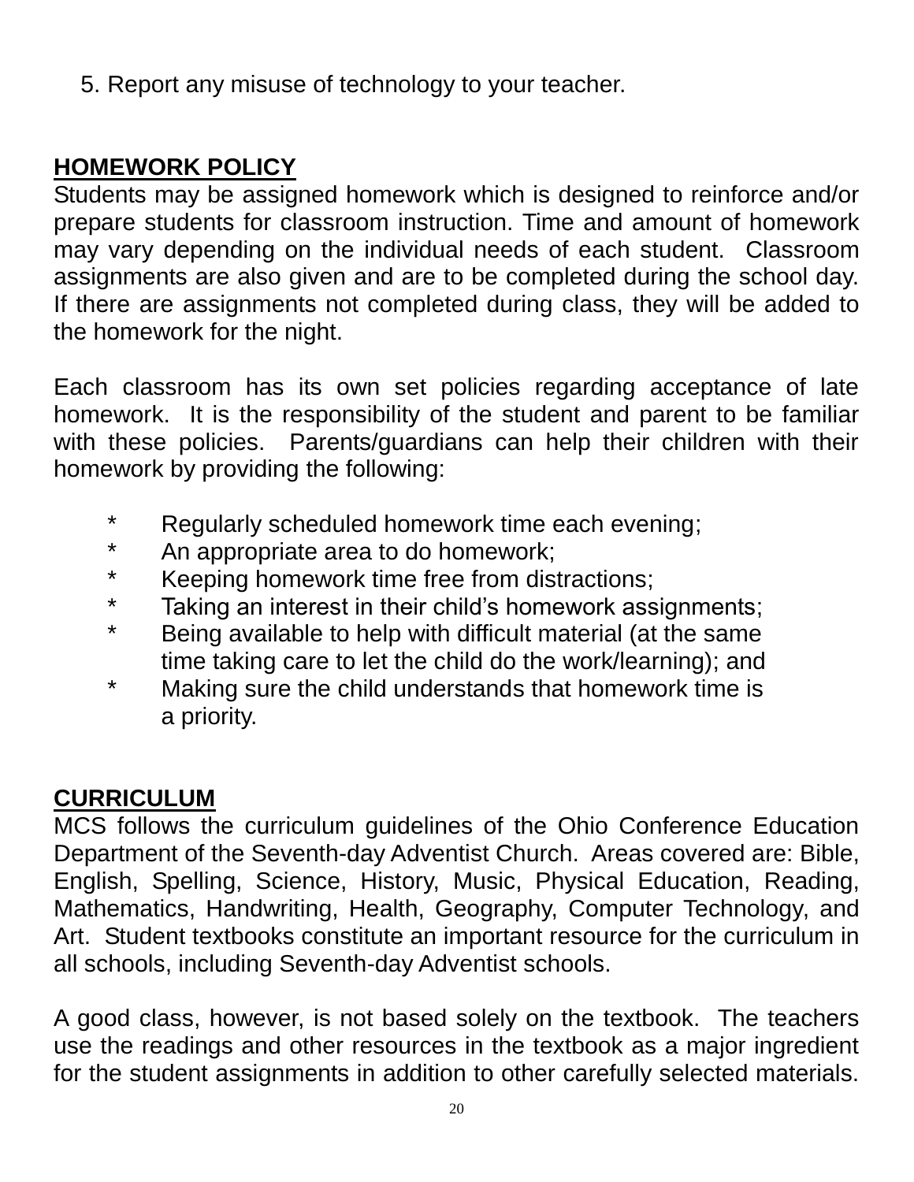5. Report any misuse of technology to your teacher.

**HOMEWORK POLICY**

Students may be assigned homework which is designed to reinforce and/or prepare students for classroom instruction. Time and amount of homework may vary depending on the individual needs of each student. Classroom assignments are also given and are to be completed during the school day. If there are assignments not completed during class, they will be added to the homework for the night.

Each classroom has its own set policies regarding acceptance of late homework. It is the responsibility of the student and parent to be familiar with these policies. Parents/guardians can help their children with their homework by providing the following:

* Regularly scheduled homework time each evening;
* An appropriate area to do homework;
* Keeping homework time free from distractions;
* Taking an interest in their child's homework assignments;
* Being available to help with difficult material (at the same time taking care to let the child do the work/learning); and
* Making sure the child understands that homework time is a priority.

**CURRICULUM**

MCS follows the curriculum guidelines of the Ohio Conference Education Department of the Seventh-day Adventist Church. Areas covered are: Bible, English, Spelling, Science, History, Music, Physical Education, Reading, Mathematics, Handwriting, Health, Geography, Computer Technology, and Art. Student textbooks constitute an important resource for the curriculum in all schools, including Seventh-day Adventist schools.

A good class, however, is not based solely on the textbook. The teachers use the readings and other resources in the textbook as a major ingredient for the student assignments in addition to other carefully selected materials.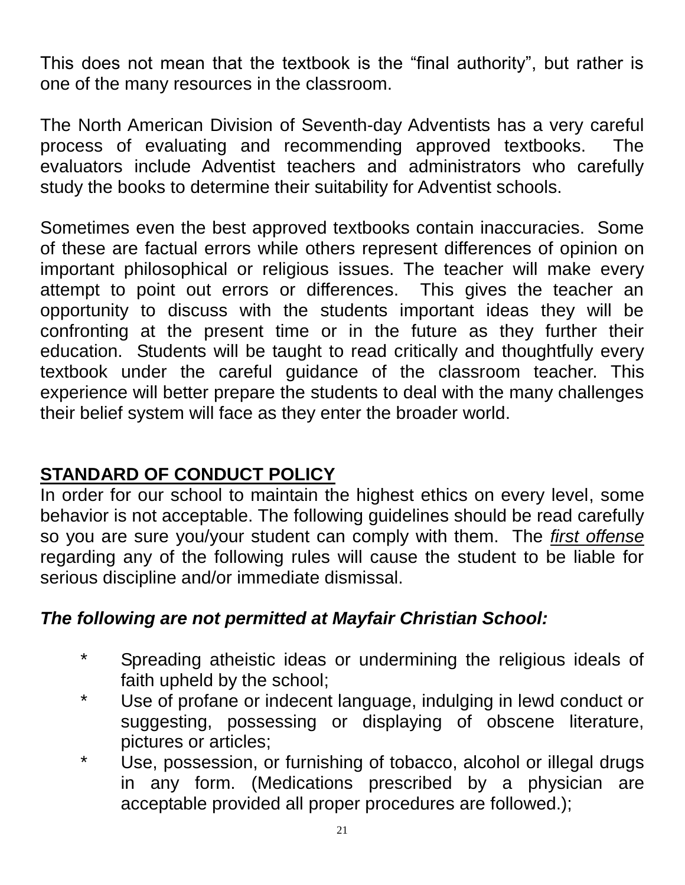This does not mean that the textbook is the "final authority", but rather is one of the many resources in the classroom.

The North American Division of Seventh-day Adventists has a very careful process of evaluating and recommending approved textbooks. The evaluators include Adventist teachers and administrators who carefully study the books to determine their suitability for Adventist schools.

Sometimes even the best approved textbooks contain inaccuracies. Some of these are factual errors while others represent differences of opinion on important philosophical or religious issues. The teacher will make every attempt to point out errors or differences. This gives the teacher an opportunity to discuss with the students important ideas they will be confronting at the present time or in the future as they further their education. Students will be taught to read critically and thoughtfully every textbook under the careful guidance of the classroom teacher. This experience will better prepare the students to deal with the many challenges their belief system will face as they enter the broader world.

## STANDARD OF CONDUCT POLICY

In order for our school to maintain the highest ethics on every level, some behavior is not acceptable. The following guidelines should be read carefully so you are sure you/your student can comply with them. The *first offense* regarding any of the following rules will cause the student to be liable for serious discipline and/or immediate dismissal.

***The following are not permitted at Mayfair Christian School:***

- Spreading atheistic ideas or undermining the religious ideals of faith upheld by the school;
- Use of profane or indecent language, indulging in lewd conduct or suggesting, possessing or displaying of obscene literature, pictures or articles;
- Use, possession, or furnishing of tobacco, alcohol or illegal drugs in any form. (Medications prescribed by a physician are acceptable provided all proper procedures are followed.);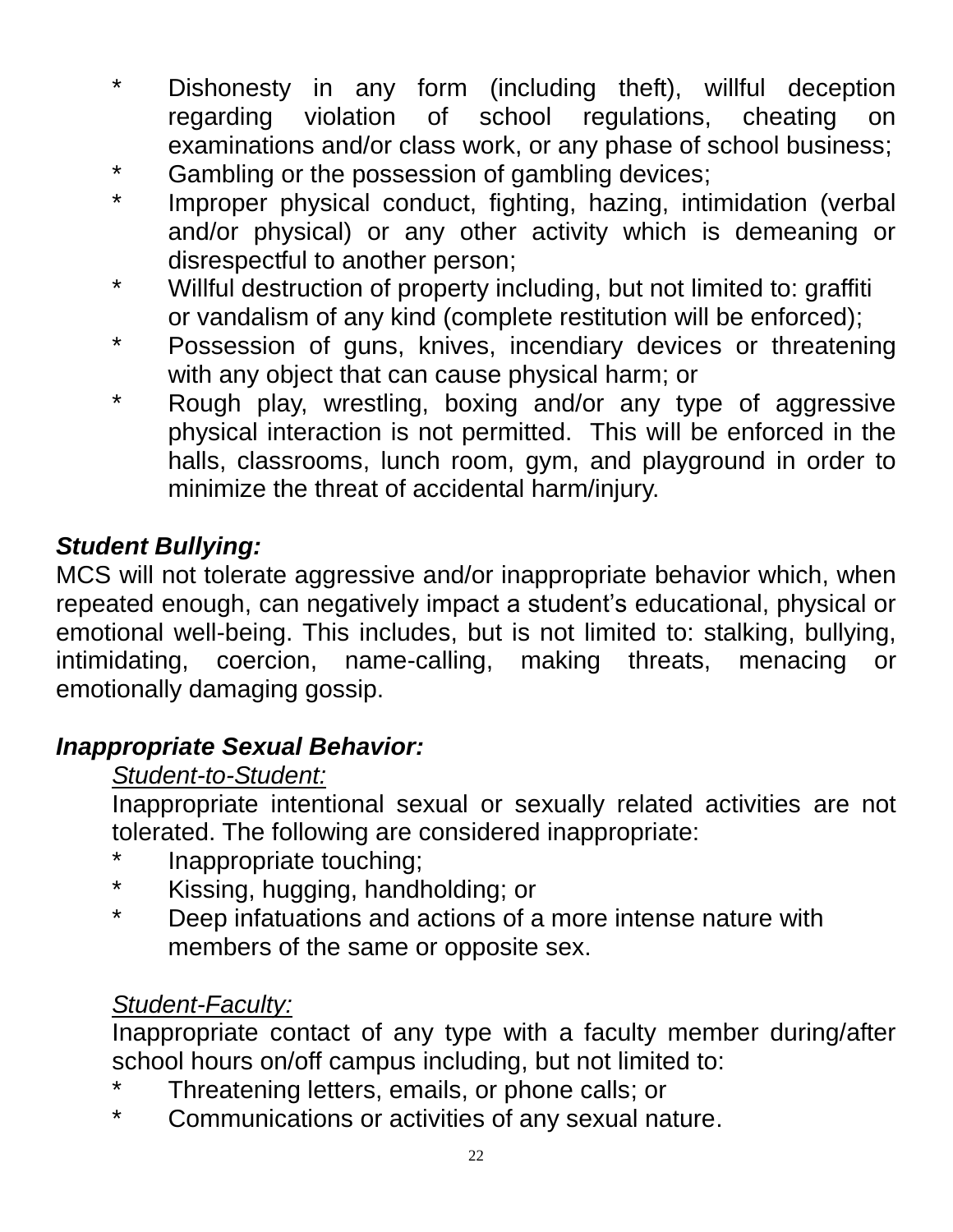* Dishonesty in any form (including theft), willful deception regarding violation of school regulations, cheating on examinations and/or class work, or any phase of school business;
* Gambling or the possession of gambling devices;
* Improper physical conduct, fighting, hazing, intimidation (verbal and/or physical) or any other activity which is demeaning or disrespectful to another person;
* Willful destruction of property including, but not limited to: graffiti or vandalism of any kind (complete restitution will be enforced);
* Possession of guns, knives, incendiary devices or threatening with any object that can cause physical harm; or
* Rough play, wrestling, boxing and/or any type of aggressive physical interaction is not permitted. This will be enforced in the halls, classrooms, lunch room, gym, and playground in order to minimize the threat of accidental harm/injury.

***Student Bullying:***

MCS will not tolerate aggressive and/or inappropriate behavior which, when repeated enough, can negatively impact a student's educational, physical or emotional well-being. This includes, but is not limited to: stalking, bullying, intimidating, coercion, name-calling, making threats, menacing or emotionally damaging gossip.

***Inappropriate Sexual Behavior:***

<u>*Student-to-Student:*</u>

Inappropriate intentional sexual or sexually related activities are not tolerated. The following are considered inappropriate:

* Inappropriate touching;
* Kissing, hugging, handholding; or
* Deep infatuations and actions of a more intense nature with members of the same or opposite sex.

<u>*Student-Faculty:*</u>

Inappropriate contact of any type with a faculty member during/after school hours on/off campus including, but not limited to:

* Threatening letters, emails, or phone calls; or
* Communications or activities of any sexual nature.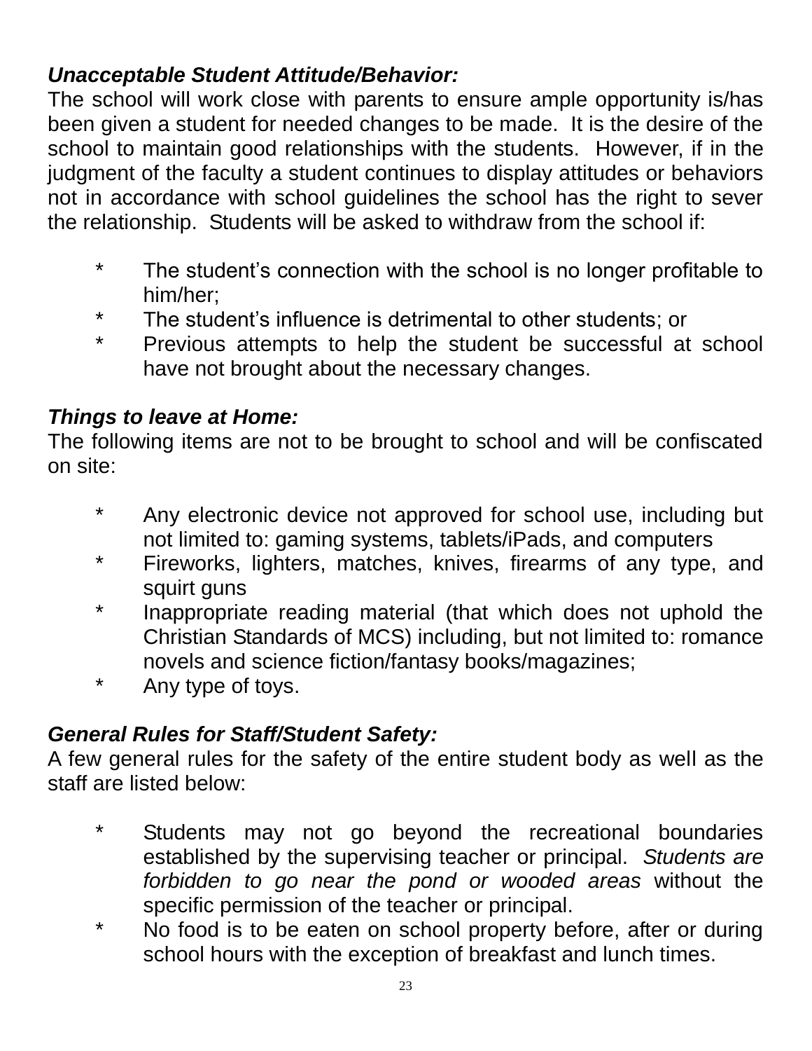***Unacceptable Student Attitude/Behavior:***
The school will work close with parents to ensure ample opportunity is/has been given a student for needed changes to be made. It is the desire of the school to maintain good relationships with the students. However, if in the judgment of the faculty a student continues to display attitudes or behaviors not in accordance with school guidelines the school has the right to sever the relationship. Students will be asked to withdraw from the school if:

* The student's connection with the school is no longer profitable to him/her;
* The student's influence is detrimental to other students; or
* Previous attempts to help the student be successful at school have not brought about the necessary changes.

***Things to leave at Home:***
The following items are not to be brought to school and will be confiscated on site:

* Any electronic device not approved for school use, including but not limited to: gaming systems, tablets/iPads, and computers
* Fireworks, lighters, matches, knives, firearms of any type, and squirt guns
* Inappropriate reading material (that which does not uphold the Christian Standards of MCS) including, but not limited to: romance novels and science fiction/fantasy books/magazines;
* Any type of toys.

***General Rules for Staff/Student Safety:***
A few general rules for the safety of the entire student body as well as the staff are listed below:

* Students may not go beyond the recreational boundaries established by the supervising teacher or principal. *Students are forbidden to go near the pond or wooded areas* without the specific permission of the teacher or principal.
* No food is to be eaten on school property before, after or during school hours with the exception of breakfast and lunch times.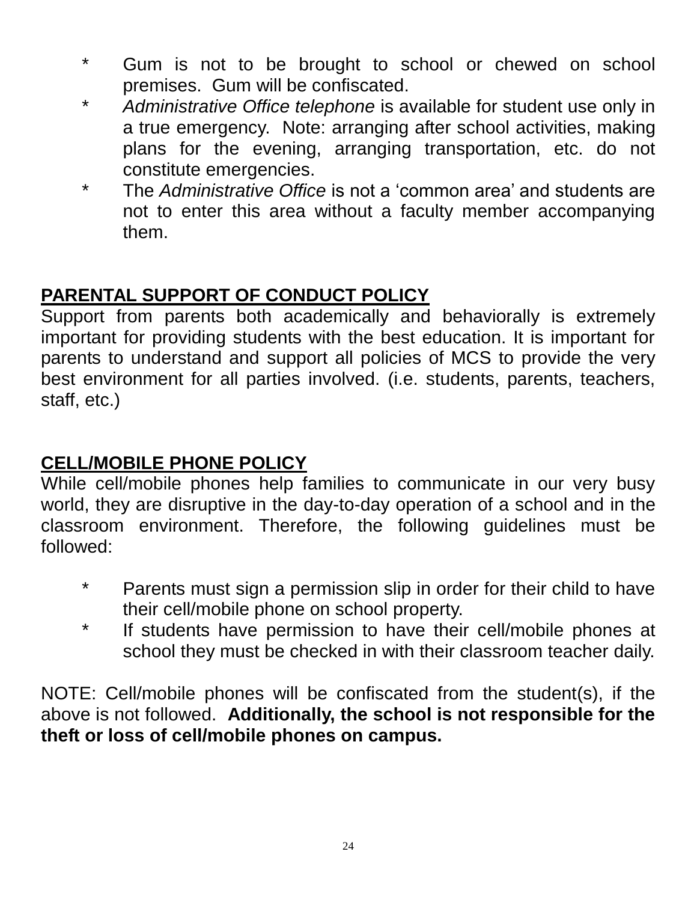* Gum is not to be brought to school or chewed on school premises. Gum will be confiscated.
* *Administrative Office telephone* is available for student use only in a true emergency. Note: arranging after school activities, making plans for the evening, arranging transportation, etc. do not constitute emergencies.
* The *Administrative Office* is not a 'common area' and students are not to enter this area without a faculty member accompanying them.

**PARENTAL SUPPORT OF CONDUCT POLICY**

Support from parents both academically and behaviorally is extremely important for providing students with the best education. It is important for parents to understand and support all policies of MCS to provide the very best environment for all parties involved. (i.e. students, parents, teachers, staff, etc.)

**CELL/MOBILE PHONE POLICY**

While cell/mobile phones help families to communicate in our very busy world, they are disruptive in the day-to-day operation of a school and in the classroom environment. Therefore, the following guidelines must be followed:

* Parents must sign a permission slip in order for their child to have their cell/mobile phone on school property.
* If students have permission to have their cell/mobile phones at school they must be checked in with their classroom teacher daily.

NOTE: Cell/mobile phones will be confiscated from the student(s), if the above is not followed. **Additionally, the school is not responsible for the theft or loss of cell/mobile phones on campus.**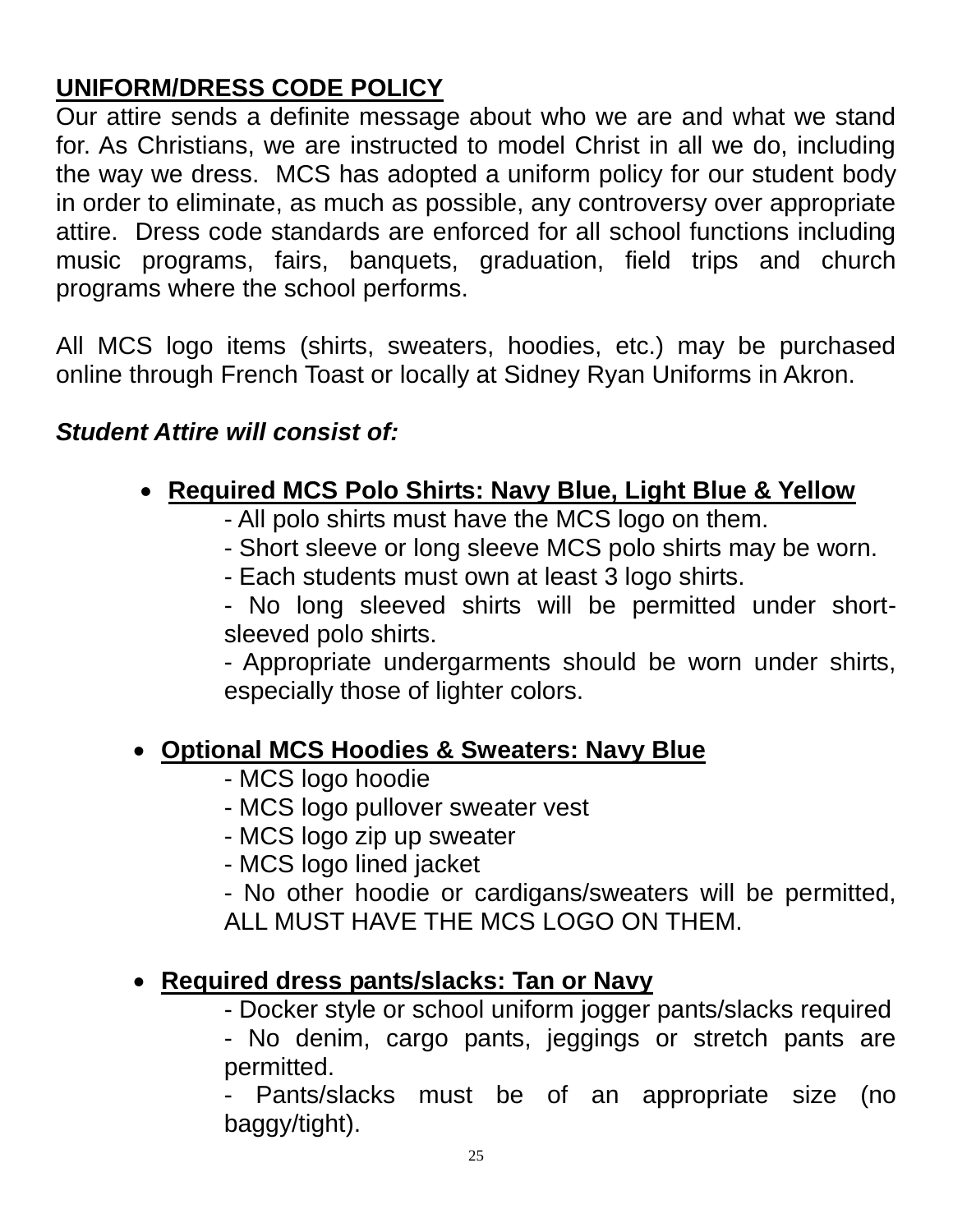**UNIFORM/DRESS CODE POLICY**

Our attire sends a definite message about who we are and what we stand for. As Christians, we are instructed to model Christ in all we do, including the way we dress. MCS has adopted a uniform policy for our student body in order to eliminate, as much as possible, any controversy over appropriate attire. Dress code standards are enforced for all school functions including music programs, fairs, banquets, graduation, field trips and church programs where the school performs.

All MCS logo items (shirts, sweaters, hoodies, etc.) may be purchased online through French Toast or locally at Sidney Ryan Uniforms in Akron.

***Student Attire will consist of:***

- **Required MCS Polo Shirts: Navy Blue, Light Blue & Yellow**
  - All polo shirts must have the MCS logo on them.
  - Short sleeve or long sleeve MCS polo shirts may be worn.
  - Each students must own at least 3 logo shirts.
  - No long sleeved shirts will be permitted under short-sleeved polo shirts.
  - Appropriate undergarments should be worn under shirts, especially those of lighter colors.

- **Optional MCS Hoodies & Sweaters: Navy Blue**
  - MCS logo hoodie
  - MCS logo pullover sweater vest
  - MCS logo zip up sweater
  - MCS logo lined jacket
  - No other hoodie or cardigans/sweaters will be permitted, ALL MUST HAVE THE MCS LOGO ON THEM.

- **Required dress pants/slacks: Tan or Navy**
  - Docker style or school uniform jogger pants/slacks required
  - No denim, cargo pants, jeggings or stretch pants are permitted.
  - Pants/slacks must be of an appropriate size (no baggy/tight).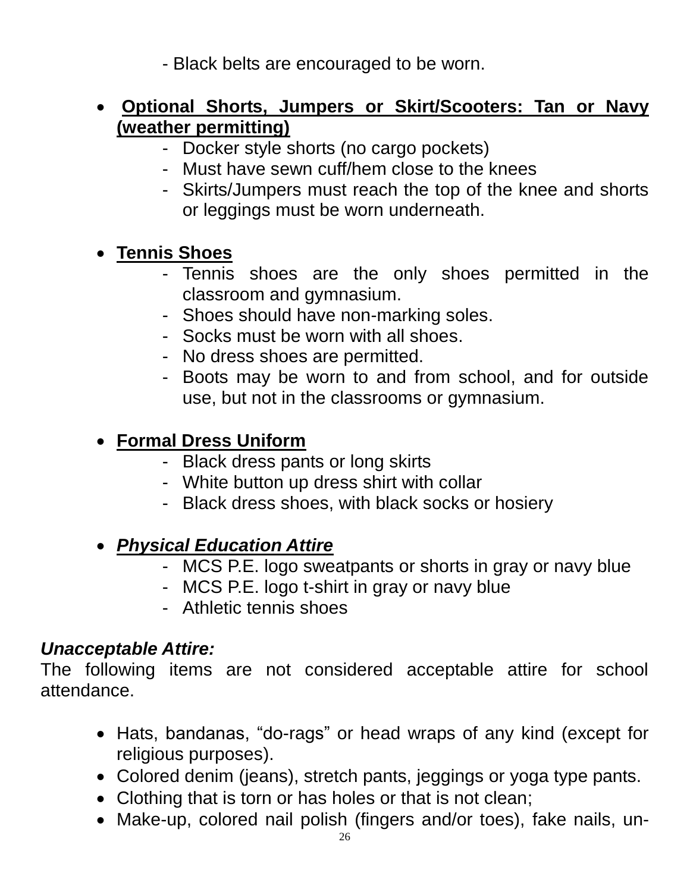- Black belts are encouraged to be worn.

- **<u>Optional Shorts, Jumpers or Skirt/Scooters: Tan or Navy (weather permitting)</u>**
  - Docker style shorts (no cargo pockets)
  - Must have sewn cuff/hem close to the knees
  - Skirts/Jumpers must reach the top of the knee and shorts or leggings must be worn underneath.

- **<u>Tennis Shoes</u>**
  - Tennis shoes are the only shoes permitted in the classroom and gymnasium.
  - Shoes should have non-marking soles.
  - Socks must be worn with all shoes.
  - No dress shoes are permitted.
  - Boots may be worn to and from school, and for outside use, but not in the classrooms or gymnasium.

- **<u>Formal Dress Uniform</u>**
  - Black dress pants or long skirts
  - White button up dress shirt with collar
  - Black dress shoes, with black socks or hosiery

- ***<u>Physical Education Attire</u>***
  - MCS P.E. logo sweatpants or shorts in gray or navy blue
  - MCS P.E. logo t-shirt in gray or navy blue
  - Athletic tennis shoes

***Unacceptable Attire:***
The following items are not considered acceptable attire for school attendance.

- Hats, bandanas, “do-rags” or head wraps of any kind (except for religious purposes).
- Colored denim (jeans), stretch pants, jeggings or yoga type pants.
- Clothing that is torn or has holes or that is not clean;
- Make-up, colored nail polish (fingers and/or toes), fake nails, un-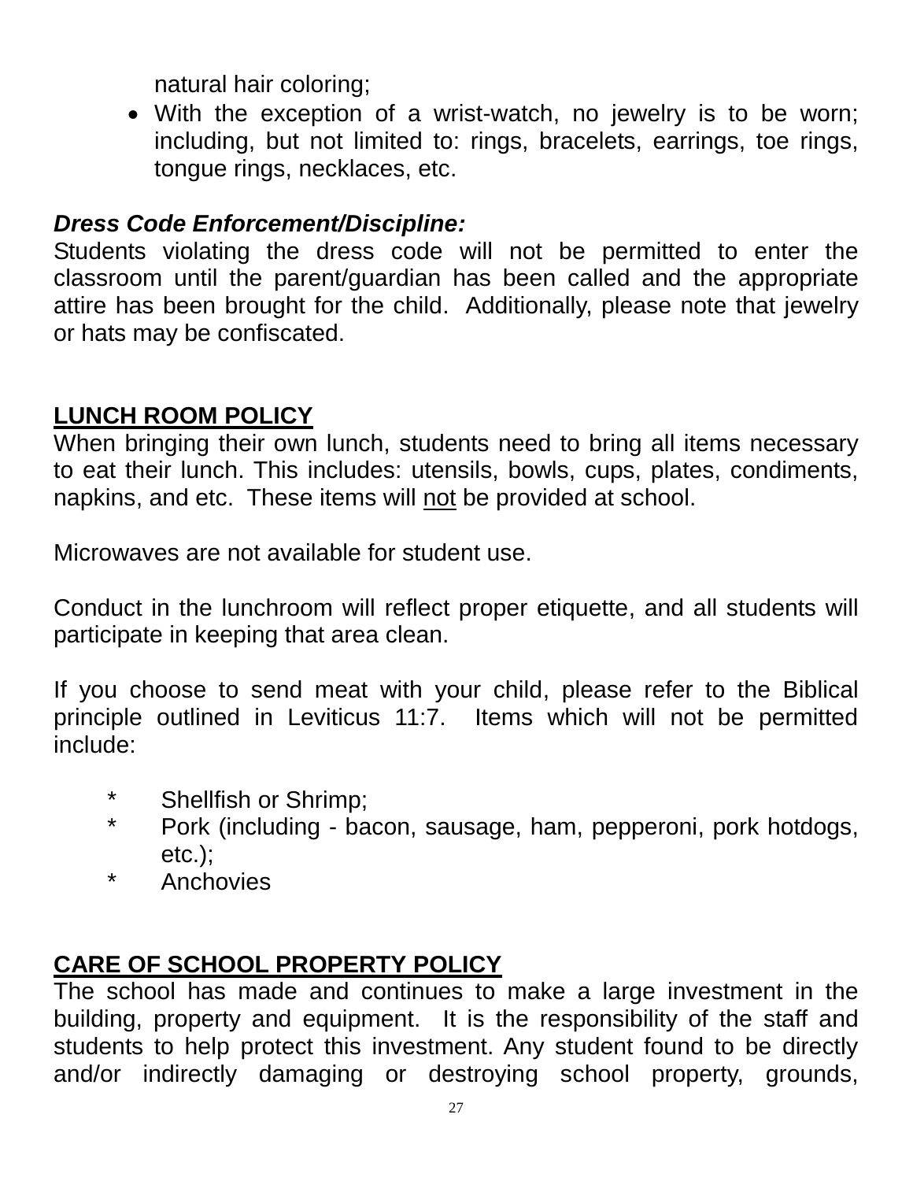natural hair coloring;

- With the exception of a wrist-watch, no jewelry is to be worn; including, but not limited to: rings, bracelets, earrings, toe rings, tongue rings, necklaces, etc.

***Dress Code Enforcement/Discipline:***

Students violating the dress code will not be permitted to enter the classroom until the parent/guardian has been called and the appropriate attire has been brought for the child. Additionally, please note that jewelry or hats may be confiscated.

## LUNCH ROOM POLICY

When bringing their own lunch, students need to bring all items necessary to eat their lunch. This includes: utensils, bowls, cups, plates, condiments, napkins, and etc. These items will <u>not</u> be provided at school.

Microwaves are not available for student use.

Conduct in the lunchroom will reflect proper etiquette, and all students will participate in keeping that area clean.

If you choose to send meat with your child, please refer to the Biblical principle outlined in Leviticus 11:7. Items which will not be permitted include:

- Shellfish or Shrimp;
- Pork (including - bacon, sausage, ham, pepperoni, pork hotdogs, etc.);
- Anchovies

## CARE OF SCHOOL PROPERTY POLICY

The school has made and continues to make a large investment in the building, property and equipment. It is the responsibility of the staff and students to help protect this investment. Any student found to be directly and/or indirectly damaging or destroying school property, grounds,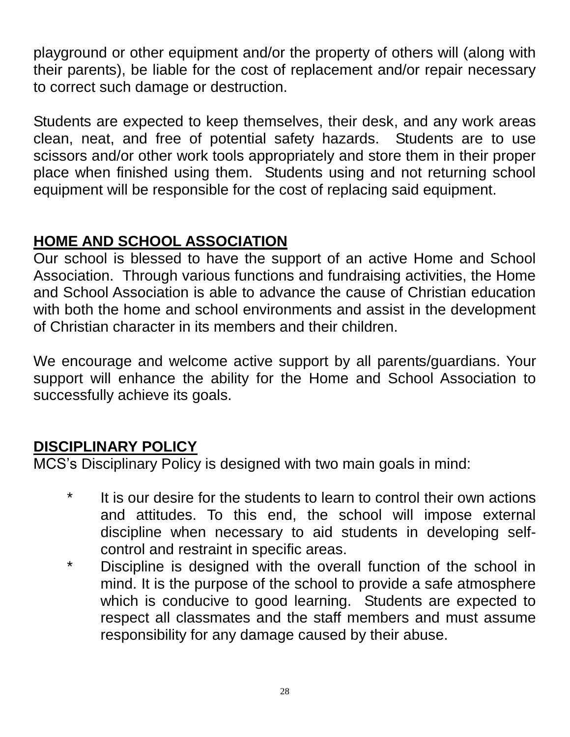playground or other equipment and/or the property of others will (along with their parents), be liable for the cost of replacement and/or repair necessary to correct such damage or destruction.

Students are expected to keep themselves, their desk, and any work areas clean, neat, and free of potential safety hazards. Students are to use scissors and/or other work tools appropriately and store them in their proper place when finished using them. Students using and not returning school equipment will be responsible for the cost of replacing said equipment.

## HOME AND SCHOOL ASSOCIATION

Our school is blessed to have the support of an active Home and School Association. Through various functions and fundraising activities, the Home and School Association is able to advance the cause of Christian education with both the home and school environments and assist in the development of Christian character in its members and their children.

We encourage and welcome active support by all parents/guardians. Your support will enhance the ability for the Home and School Association to successfully achieve its goals.

## DISCIPLINARY POLICY

MCS's Disciplinary Policy is designed with two main goals in mind:

* It is our desire for the students to learn to control their own actions and attitudes. To this end, the school will impose external discipline when necessary to aid students in developing self-control and restraint in specific areas.
* Discipline is designed with the overall function of the school in mind. It is the purpose of the school to provide a safe atmosphere which is conducive to good learning. Students are expected to respect all classmates and the staff members and must assume responsibility for any damage caused by their abuse.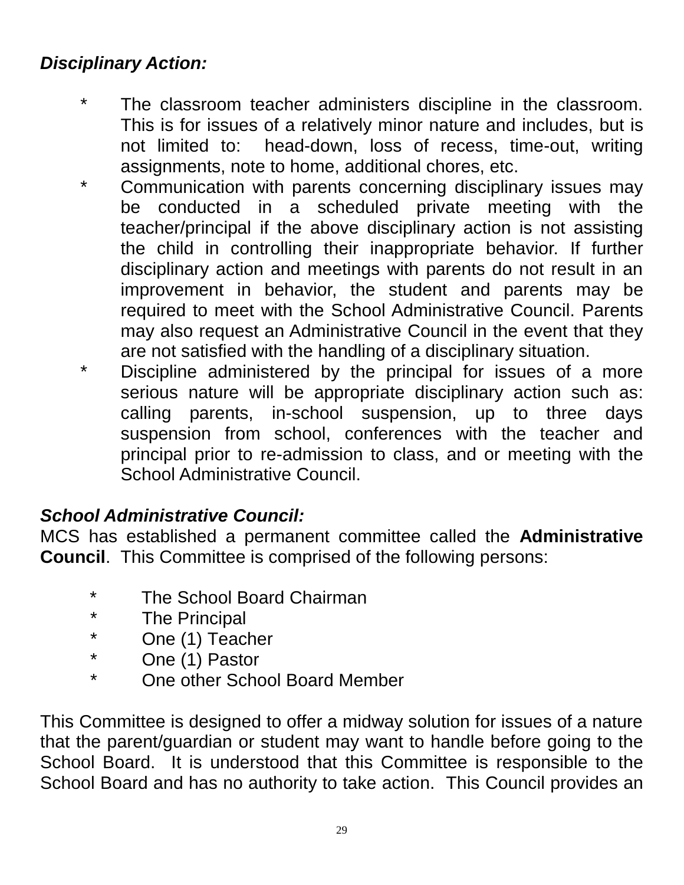***Disciplinary Action:***

- The classroom teacher administers discipline in the classroom. This is for issues of a relatively minor nature and includes, but is not limited to: head-down, loss of recess, time-out, writing assignments, note to home, additional chores, etc.
- Communication with parents concerning disciplinary issues may be conducted in a scheduled private meeting with the teacher/principal if the above disciplinary action is not assisting the child in controlling their inappropriate behavior. If further disciplinary action and meetings with parents do not result in an improvement in behavior, the student and parents may be required to meet with the School Administrative Council. Parents may also request an Administrative Council in the event that they are not satisfied with the handling of a disciplinary situation.
- Discipline administered by the principal for issues of a more serious nature will be appropriate disciplinary action such as: calling parents, in-school suspension, up to three days suspension from school, conferences with the teacher and principal prior to re-admission to class, and or meeting with the School Administrative Council.

***School Administrative Council:***

MCS has established a permanent committee called the **Administrative Council**. This Committee is comprised of the following persons:

- The School Board Chairman
- The Principal
- One (1) Teacher
- One (1) Pastor
- One other School Board Member

This Committee is designed to offer a midway solution for issues of a nature that the parent/guardian or student may want to handle before going to the School Board. It is understood that this Committee is responsible to the School Board and has no authority to take action. This Council provides an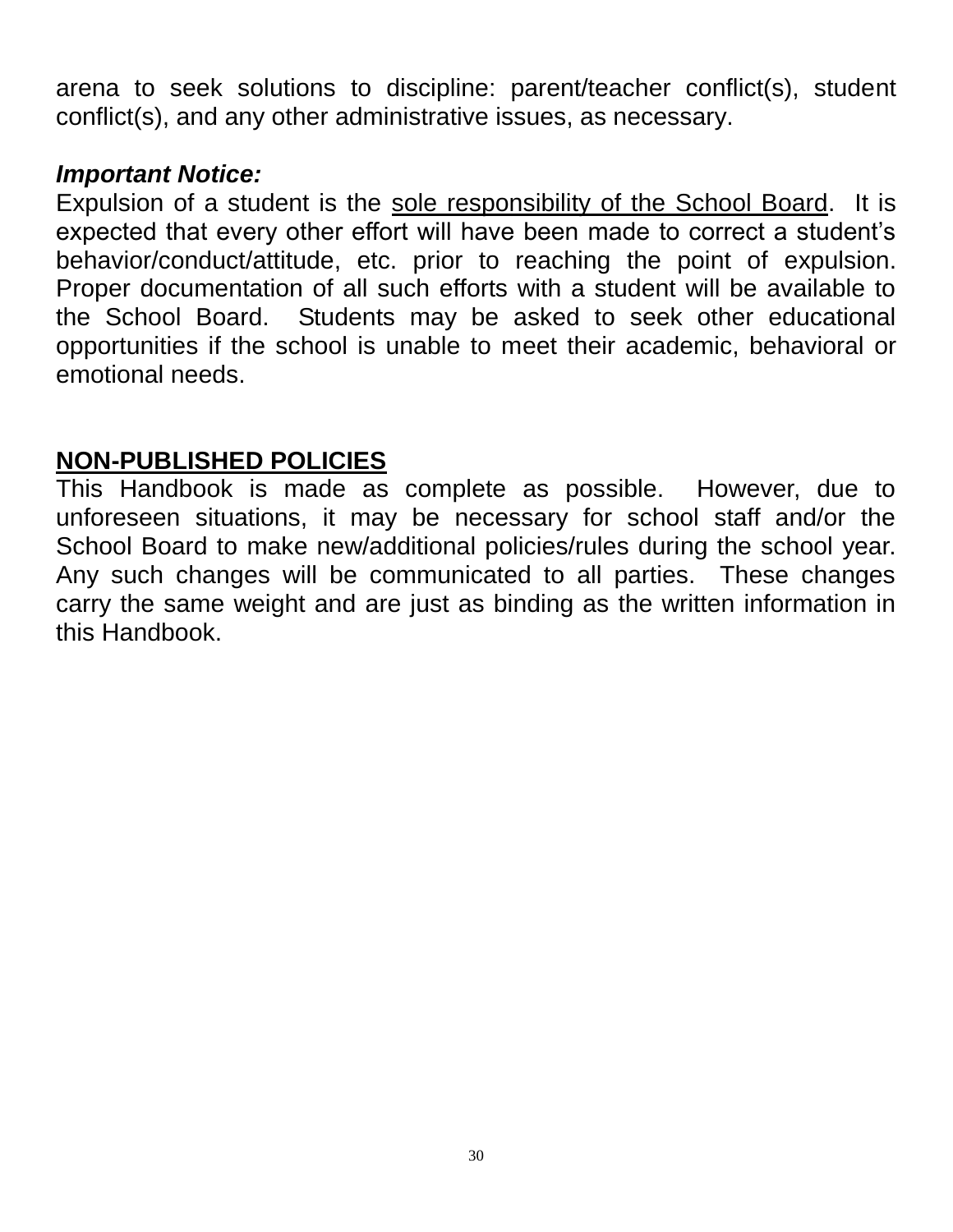arena to seek solutions to discipline: parent/teacher conflict(s), student conflict(s), and any other administrative issues, as necessary.

***Important Notice:***

Expulsion of a student is the <u>sole responsibility of the School Board</u>. It is expected that every other effort will have been made to correct a student's behavior/conduct/attitude, etc. prior to reaching the point of expulsion. Proper documentation of all such efforts with a student will be available to the School Board. Students may be asked to seek other educational opportunities if the school is unable to meet their academic, behavioral or emotional needs.

## <u>NON-PUBLISHED POLICIES</u>

This Handbook is made as complete as possible. However, due to unforeseen situations, it may be necessary for school staff and/or the School Board to make new/additional policies/rules during the school year. Any such changes will be communicated to all parties. These changes carry the same weight and are just as binding as the written information in this Handbook.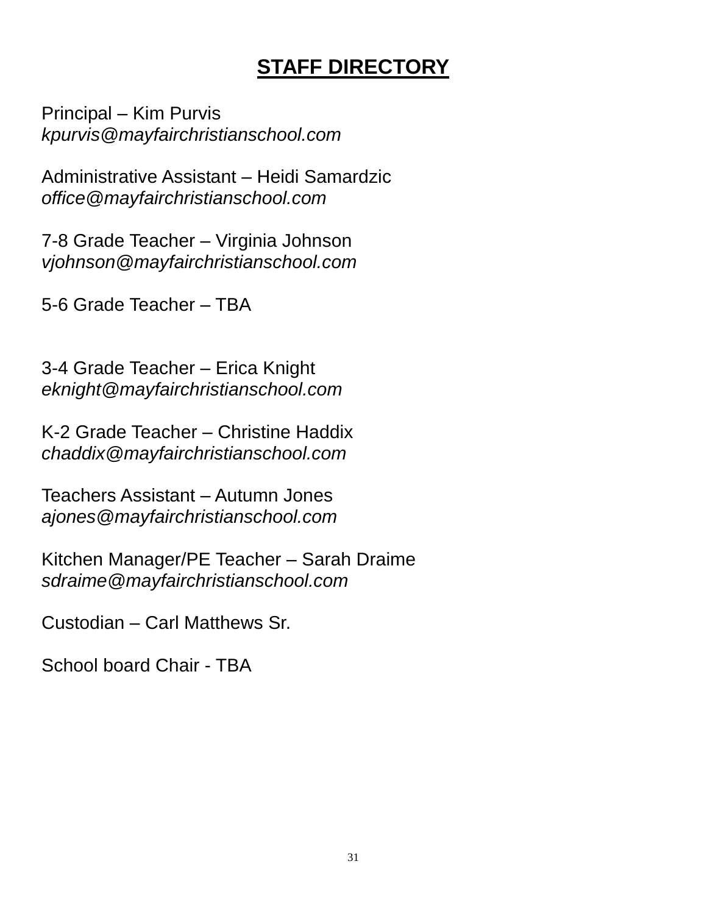# **STAFF DIRECTORY**

Principal – Kim Purvis  
*kpurvis@mayfairchristianschool.com*

Administrative Assistant – Heidi Samardzic  
*office@mayfairchristianschool.com*

7-8 Grade Teacher – Virginia Johnson  
*vjohnson@mayfairchristianschool.com*

5-6 Grade Teacher – TBA

3-4 Grade Teacher – Erica Knight  
*eknight@mayfairchristianschool.com*

K-2 Grade Teacher – Christine Haddix  
*chaddix@mayfairchristianschool.com*

Teachers Assistant – Autumn Jones  
*ajones@mayfairchristianschool.com*

Kitchen Manager/PE Teacher – Sarah Draime  
*sdraime@mayfairchristianschool.com*

Custodian – Carl Matthews Sr.

School board Chair - TBA